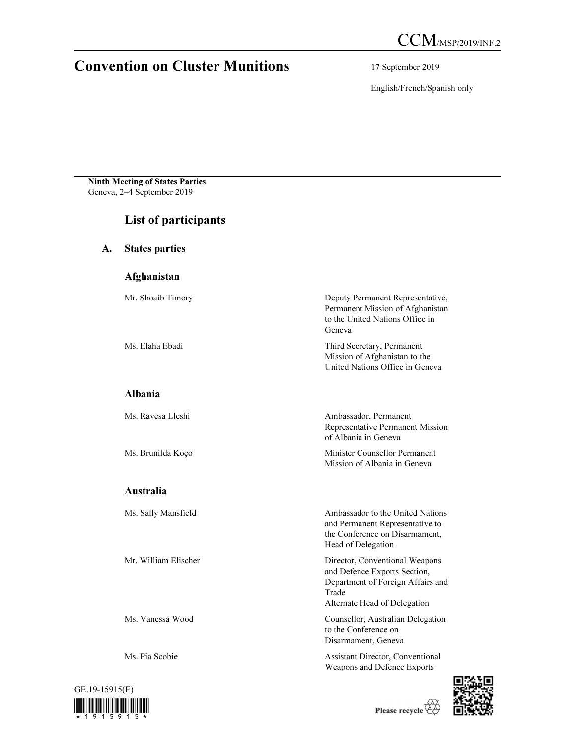CCM/MSP/2019/INF.2

# Convention on Cluster Munitions

17 September 2019

English/French/Spanish only

**Ninth Meeting of States Parties**
Geneva, 2–4 September 2019

## List of participants

### A. States parties

#### Afghanistan

| | |
|---|---|
| Mr. Shoaib Timory | Deputy Permanent Representative, Permanent Mission of Afghanistan to the United Nations Office in Geneva |
| Ms. Elaha Ebadi | Third Secretary, Permanent Mission of Afghanistan to the United Nations Office in Geneva |

#### Albania

| | |
|---|---|
| Ms. Ravesa Lleshi | Ambassador, Permanent Representative Permanent Mission of Albania in Geneva |
| Ms. Brunilda Koço | Minister Counsellor Permanent Mission of Albania in Geneva |

#### Australia

| | |
|---|---|
| Ms. Sally Mansfield | Ambassador to the United Nations and Permanent Representative to the Conference on Disarmament, Head of Delegation |
| Mr. William Elischer | Director, Conventional Weapons and Defence Exports Section, Department of Foreign Affairs and Trade<br>Alternate Head of Delegation |
| Ms. Vanessa Wood | Counsellor, Australian Delegation to the Conference on Disarmament, Geneva |
| Ms. Pia Scobie | Assistant Director, Conventional Weapons and Defence Exports |

GE.19-15915(E)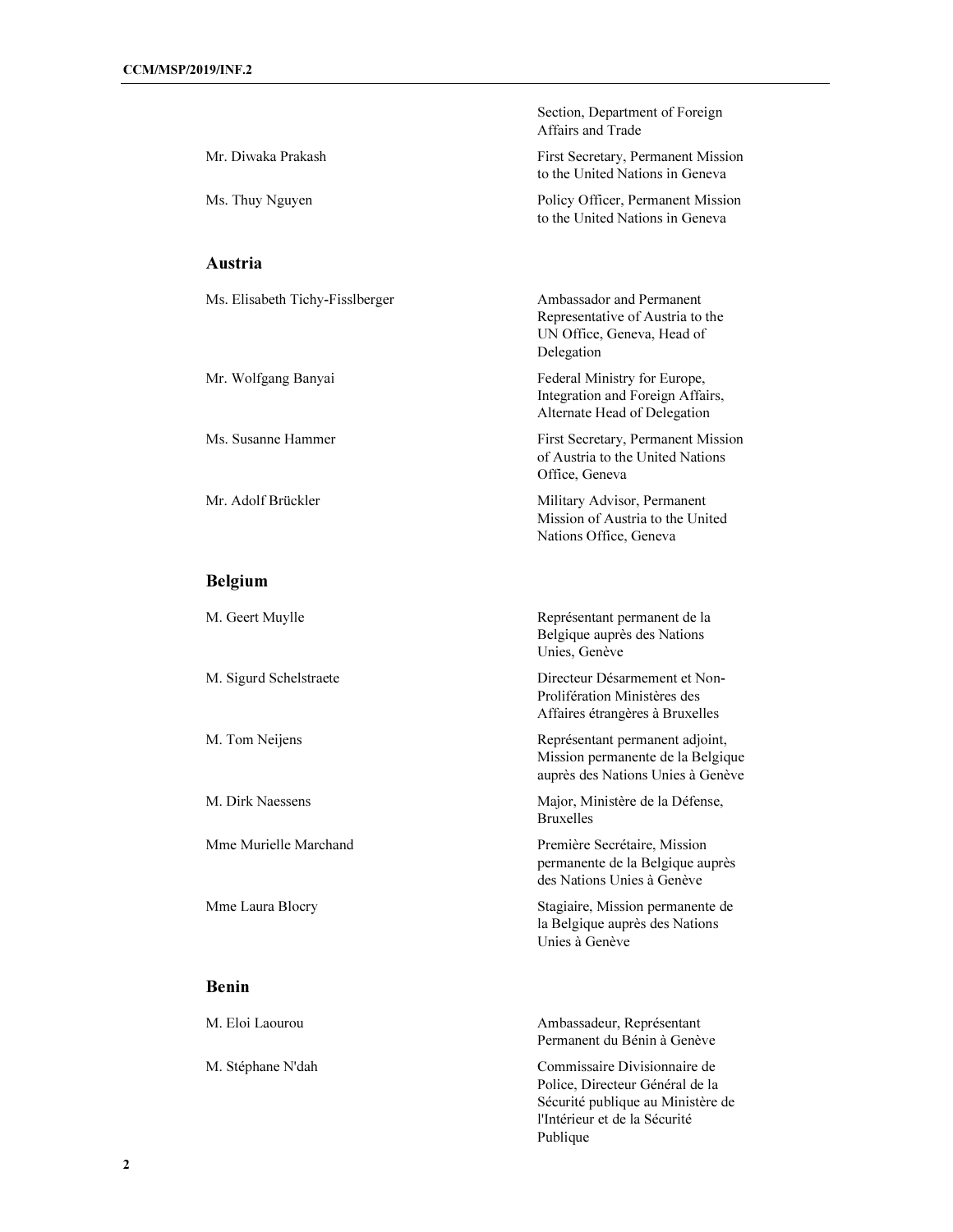| | |
|---|---|
| | Section, Department of Foreign Affairs and Trade |
| Mr. Diwaka Prakash | First Secretary, Permanent Mission to the United Nations in Geneva |
| Ms. Thuy Nguyen | Policy Officer, Permanent Mission to the United Nations in Geneva |

## Austria

| | |
|---|---|
| Ms. Elisabeth Tichy-Fisslberger | Ambassador and Permanent Representative of Austria to the UN Office, Geneva, Head of Delegation |
| Mr. Wolfgang Banyai | Federal Ministry for Europe, Integration and Foreign Affairs, Alternate Head of Delegation |
| Ms. Susanne Hammer | First Secretary, Permanent Mission of Austria to the United Nations Office, Geneva |
| Mr. Adolf Brückler | Military Advisor, Permanent Mission of Austria to the United Nations Office, Geneva |

## Belgium

| | |
|---|---|
| M. Geert Muylle | Représentant permanent de la Belgique auprès des Nations Unies, Genève |
| M. Sigurd Schelstraete | Directeur Désarmement et Non-Prolifération Ministères des Affaires étrangères à Bruxelles |
| M. Tom Neijens | Représentant permanent adjoint, Mission permanente de la Belgique auprès des Nations Unies à Genève |
| M. Dirk Naessens | Major, Ministère de la Défense, Bruxelles |
| Mme Murielle Marchand | Première Secrétaire, Mission permanente de la Belgique auprès des Nations Unies à Genève |
| Mme Laura Blocry | Stagiaire, Mission permanente de la Belgique auprès des Nations Unies à Genève |

## Benin

| | |
|---|---|
| M. Eloi Laourou | Ambassadeur, Représentant Permanent du Bénin à Genève |
| M. Stéphane N'dah | Commissaire Divisionnaire de Police, Directeur Général de la Sécurité publique au Ministère de l'Intérieur et de la Sécurité Publique |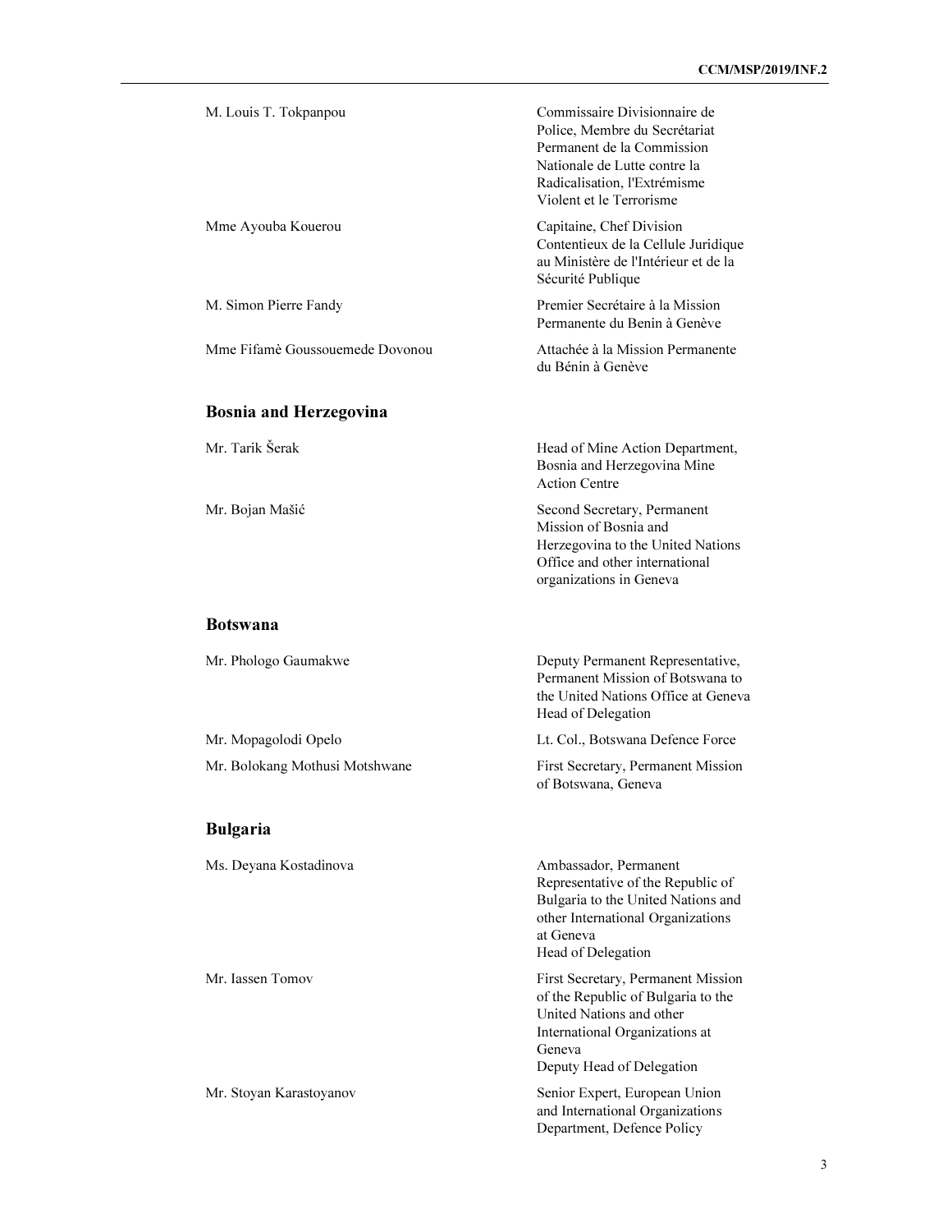| | |
|---|---|
| M. Louis T. Tokpanpou | Commissaire Divisionnaire de Police, Membre du Secrétariat Permanent de la Commission Nationale de Lutte contre la Radicalisation, l'Extrémisme Violent et le Terrorisme |
| Mme Ayouba Kouerou | Capitaine, Chef Division Contentieux de la Cellule Juridique au Ministère de l'Intérieur et de la Sécurité Publique |
| M. Simon Pierre Fandy | Premier Secrétaire à la Mission Permanente du Benin à Genève |
| Mme Fifamè Goussouemede Dovonou | Attachée à la Mission Permanente du Bénin à Genève |

## Bosnia and Herzegovina

| | |
|---|---|
| Mr. Tarik Šerak | Head of Mine Action Department, Bosnia and Herzegovina Mine Action Centre |
| Mr. Bojan Mašić | Second Secretary, Permanent Mission of Bosnia and Herzegovina to the United Nations Office and other international organizations in Geneva |

## Botswana

| | |
|---|---|
| Mr. Phologo Gaumakwe | Deputy Permanent Representative, Permanent Mission of Botswana to the United Nations Office at Geneva<br>Head of Delegation |
| Mr. Mopagolodi Opelo | Lt. Col., Botswana Defence Force |
| Mr. Bolokang Mothusi Motshwane | First Secretary, Permanent Mission of Botswana, Geneva |

## Bulgaria

| | |
|---|---|
| Ms. Deyana Kostadinova | Ambassador, Permanent Representative of the Republic of Bulgaria to the United Nations and other International Organizations at Geneva<br>Head of Delegation |
| Mr. Iassen Tomov | First Secretary, Permanent Mission of the Republic of Bulgaria to the United Nations and other International Organizations at Geneva<br>Deputy Head of Delegation |
| Mr. Stoyan Karastoyanov | Senior Expert, European Union and International Organizations Department, Defence Policy |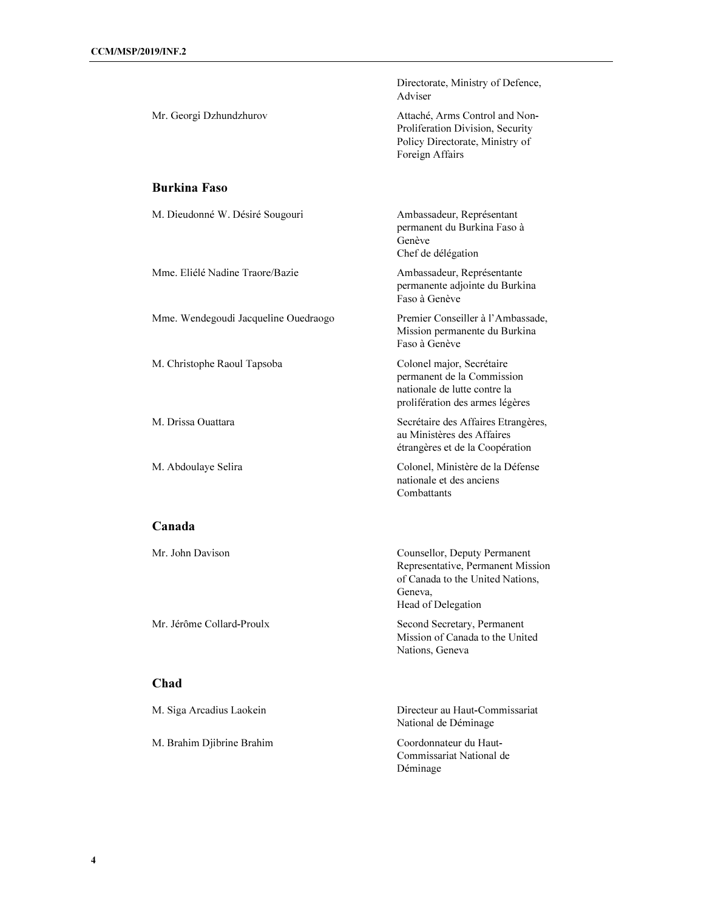| | |
|---|---|
| | Directorate, Ministry of Defence, Adviser |
| Mr. Georgi Dzhundzhurov | Attaché, Arms Control and Non-Proliferation Division, Security Policy Directorate, Ministry of Foreign Affairs |

### Burkina Faso

| | |
|---|---|
| M. Dieudonné W. Désiré Sougouri | Ambassadeur, Représentant permanent du Burkina Faso à Genève<br>Chef de délégation |
| Mme. Eliélé Nadine Traore/Bazie | Ambassadeur, Représentante permanente adjointe du Burkina Faso à Genève |
| Mme. Wendegoudi Jacqueline Ouedraogo | Premier Conseiller à l'Ambassade, Mission permanente du Burkina Faso à Genève |
| M. Christophe Raoul Tapsoba | Colonel major, Secrétaire permanent de la Commission nationale de lutte contre la prolifération des armes légères |
| M. Drissa Ouattara | Secrétaire des Affaires Etrangères, au Ministères des Affaires étrangères et de la Coopération |
| M. Abdoulaye Selira | Colonel, Ministère de la Défense nationale et des anciens Combattants |

### Canada

| | |
|---|---|
| Mr. John Davison | Counsellor, Deputy Permanent Representative, Permanent Mission of Canada to the United Nations, Geneva,<br>Head of Delegation |
| Mr. Jérôme Collard-Proulx | Second Secretary, Permanent Mission of Canada to the United Nations, Geneva |

### Chad

| | |
|---|---|
| M. Siga Arcadius Laokein | Directeur au Haut-Commissariat National de Déminage |
| M. Brahim Djibrine Brahim | Coordonnateur du Haut-Commissariat National de Déminage |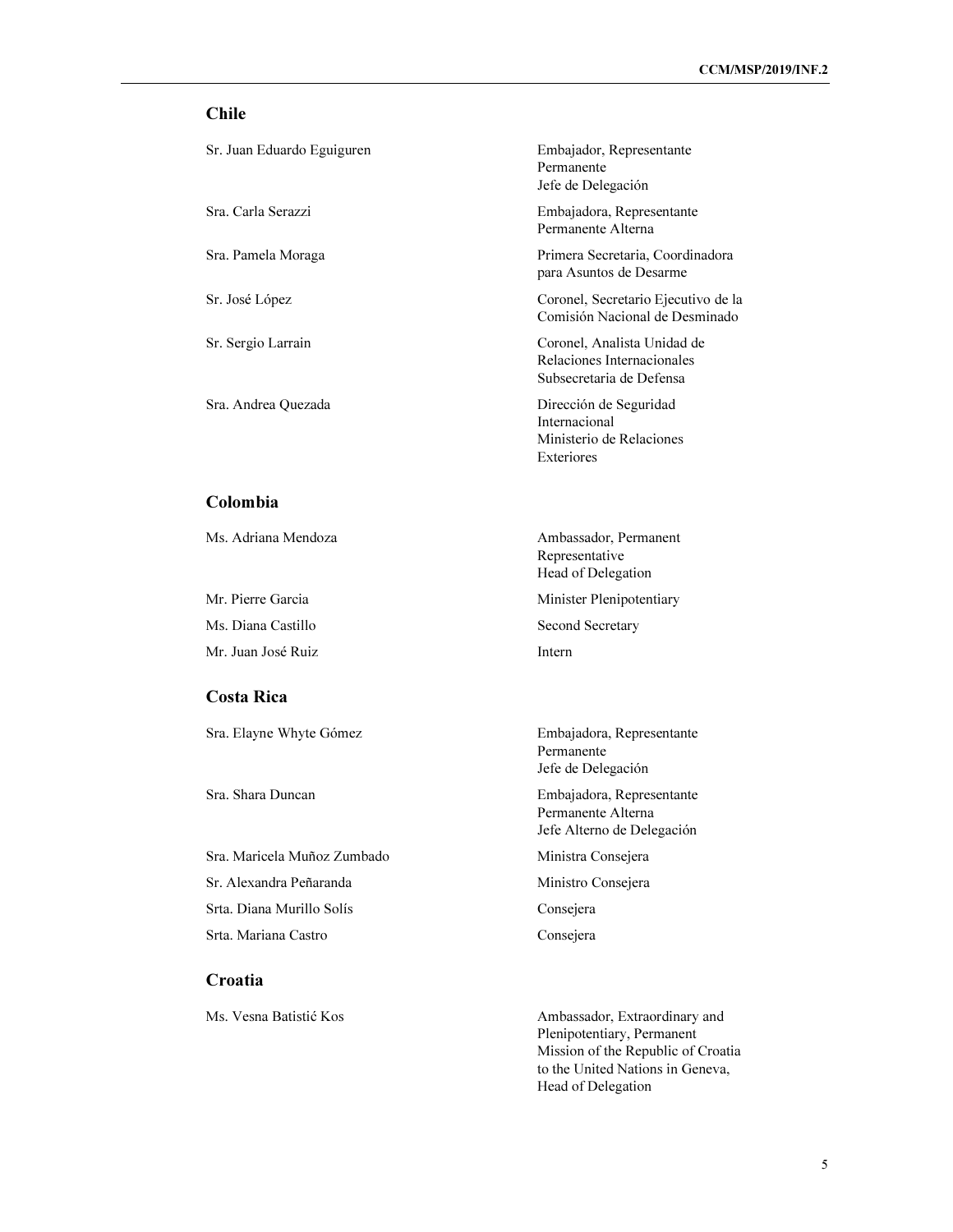## Chile

| | |
|---|---|
| Sr. Juan Eduardo Eguiguren | Embajador, Representante Permanente Jefe de Delegación |
| Sra. Carla Serazzi | Embajadora, Representante Permanente Alterna |
| Sra. Pamela Moraga | Primera Secretaria, Coordinadora para Asuntos de Desarme |
| Sr. José López | Coronel, Secretario Ejecutivo de la Comisión Nacional de Desminado |
| Sr. Sergio Larrain | Coronel, Analista Unidad de Relaciones Internacionales Subsecretaria de Defensa |
| Sra. Andrea Quezada | Dirección de Seguridad Internacional Ministerio de Relaciones Exteriores |

## Colombia

| | |
|---|---|
| Ms. Adriana Mendoza | Ambassador, Permanent Representative Head of Delegation |
| Mr. Pierre Garcia | Minister Plenipotentiary |
| Ms. Diana Castillo | Second Secretary |
| Mr. Juan José Ruiz | Intern |

## Costa Rica

| | |
|---|---|
| Sra. Elayne Whyte Gómez | Embajadora, Representante Permanente Jefe de Delegación |
| Sra. Shara Duncan | Embajadora, Representante Permanente Alterna Jefe Alterno de Delegación |
| Sra. Maricela Muñoz Zumbado | Ministra Consejera |
| Sr. Alexandra Peñaranda | Ministro Consejera |
| Srta. Diana Murillo Solís | Consejera |
| Srta. Mariana Castro | Consejera |

## Croatia

| | |
|---|---|
| Ms. Vesna Batistić Kos | Ambassador, Extraordinary and Plenipotentiary, Permanent Mission of the Republic of Croatia to the United Nations in Geneva, Head of Delegation |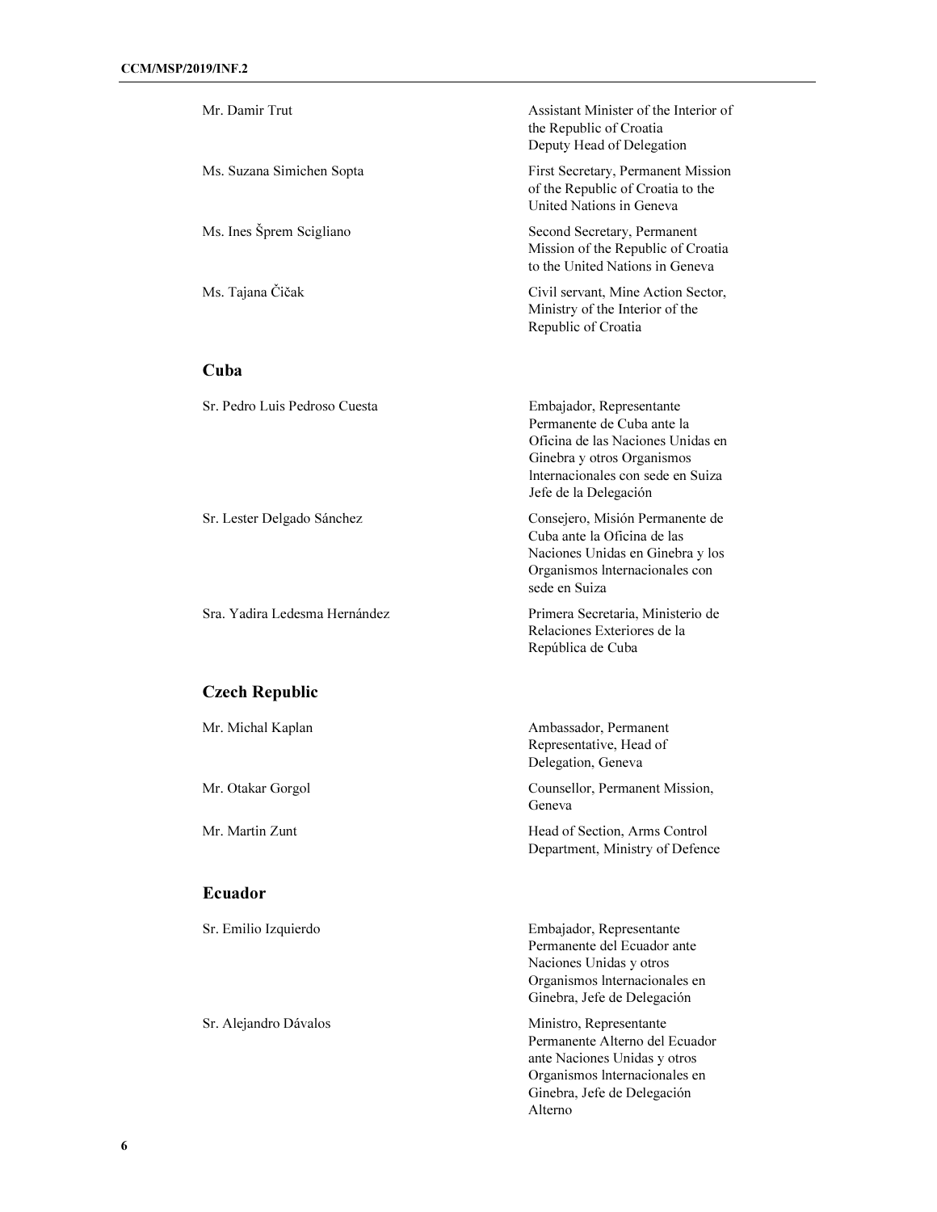| | |
|---|---|
| Mr. Damir Trut | Assistant Minister of the Interior of the Republic of Croatia Deputy Head of Delegation |
| Ms. Suzana Simichen Sopta | First Secretary, Permanent Mission of the Republic of Croatia to the United Nations in Geneva |
| Ms. Ines Šprem Scigliano | Second Secretary, Permanent Mission of the Republic of Croatia to the United Nations in Geneva |
| Ms. Tajana Čičak | Civil servant, Mine Action Sector, Ministry of the Interior of the Republic of Croatia |

## Cuba

| | |
|---|---|
| Sr. Pedro Luis Pedroso Cuesta | Embajador, Representante Permanente de Cuba ante la Oficina de las Naciones Unidas en Ginebra y otros Organismos lnternacionales con sede en Suiza Jefe de la Delegación |
| Sr. Lester Delgado Sánchez | Consejero, Misión Permanente de Cuba ante la Oficina de las Naciones Unidas en Ginebra y los Organismos lnternacionales con sede en Suiza |
| Sra. Yadira Ledesma Hernández | Primera Secretaria, Ministerio de Relaciones Exteriores de la República de Cuba |

## Czech Republic

| | |
|---|---|
| Mr. Michal Kaplan | Ambassador, Permanent Representative, Head of Delegation, Geneva |
| Mr. Otakar Gorgol | Counsellor, Permanent Mission, Geneva |
| Mr. Martin Zunt | Head of Section, Arms Control Department, Ministry of Defence |

## Ecuador

| | |
|---|---|
| Sr. Emilio Izquierdo | Embajador, Representante Permanente del Ecuador ante Naciones Unidas y otros Organismos lnternacionales en Ginebra, Jefe de Delegación |
| Sr. Alejandro Dávalos | Ministro, Representante Permanente Alterno del Ecuador ante Naciones Unidas y otros Organismos lnternacionales en Ginebra, Jefe de Delegación Alterno |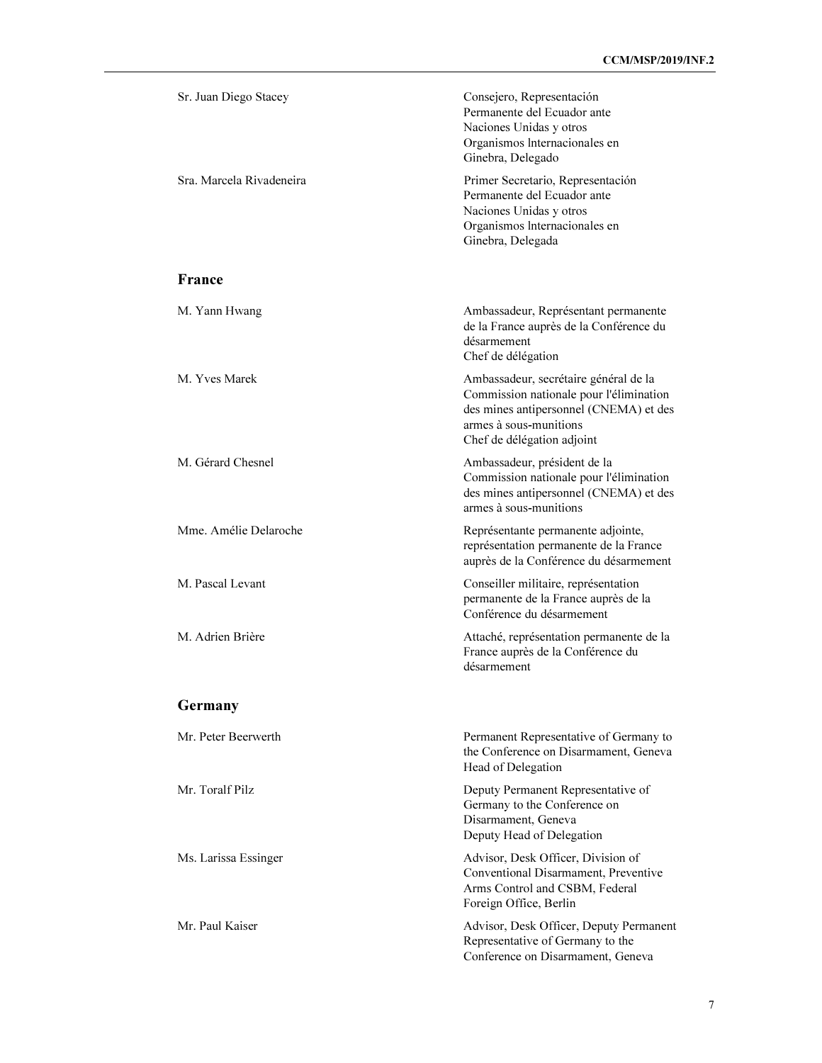| | |
|---|---|
| Sr. Juan Diego Stacey | Consejero, Representación Permanente del Ecuador ante Naciones Unidas y otros Organismos lnternacionales en Ginebra, Delegado |
| Sra. Marcela Rivadeneira | Primer Secretario, Representación Permanente del Ecuador ante Naciones Unidas y otros Organismos lnternacionales en Ginebra, Delegada |

### France

| | |
|---|---|
| M. Yann Hwang | Ambassadeur, Représentant permanente de la France auprès de la Conférence du désarmement<br>Chef de délégation |
| M. Yves Marek | Ambassadeur, secrétaire général de la Commission nationale pour l'élimination des mines antipersonnel (CNEMA) et des armes à sous-munitions<br>Chef de délégation adjoint |
| M. Gérard Chesnel | Ambassadeur, président de la Commission nationale pour l'élimination des mines antipersonnel (CNEMA) et des armes à sous-munitions |
| Mme. Amélie Delaroche | Représentante permanente adjointe, représentation permanente de la France auprès de la Conférence du désarmement |
| M. Pascal Levant | Conseiller militaire, représentation permanente de la France auprès de la Conférence du désarmement |
| M. Adrien Brière | Attaché, représentation permanente de la France auprès de la Conférence du désarmement |

### Germany

| | |
|---|---|
| Mr. Peter Beerwerth | Permanent Representative of Germany to the Conference on Disarmament, Geneva<br>Head of Delegation |
| Mr. Toralf Pilz | Deputy Permanent Representative of Germany to the Conference on Disarmament, Geneva<br>Deputy Head of Delegation |
| Ms. Larissa Essinger | Advisor, Desk Officer, Division of Conventional Disarmament, Preventive Arms Control and CSBM, Federal Foreign Office, Berlin |
| Mr. Paul Kaiser | Advisor, Desk Officer, Deputy Permanent Representative of Germany to the Conference on Disarmament, Geneva |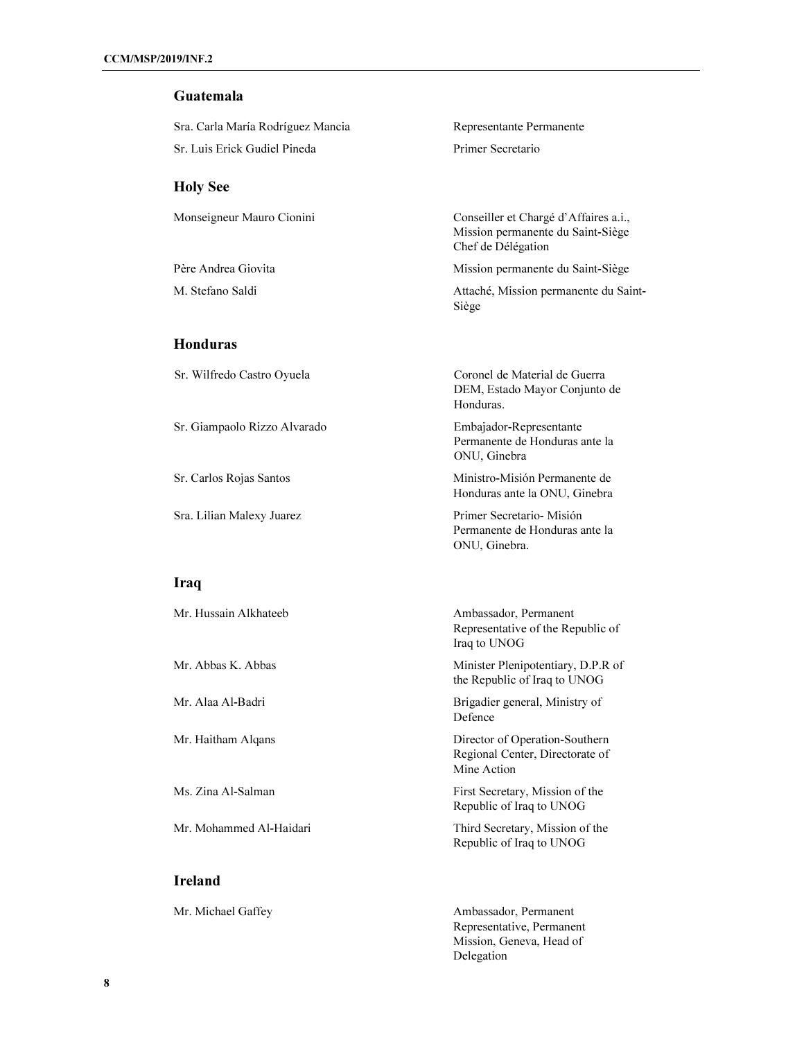## Guatemala

| | |
|---|---|
| Sra. Carla María Rodríguez Mancia | Representante Permanente |
| Sr. Luis Erick Gudiel Pineda | Primer Secretario |

## Holy See

| | |
|---|---|
| Monseigneur Mauro Cionini | Conseiller et Chargé d'Affaires a.i., Mission permanente du Saint-Siège Chef de Délégation |
| Père Andrea Giovita | Mission permanente du Saint-Siège |
| M. Stefano Saldi | Attaché, Mission permanente du Saint-Siège |

## Honduras

| | |
|---|---|
| Sr. Wilfredo Castro Oyuela | Coronel de Material de Guerra DEM, Estado Mayor Conjunto de Honduras. |
| Sr. Giampaolo Rizzo Alvarado | Embajador-Representante Permanente de Honduras ante la ONU, Ginebra |
| Sr. Carlos Rojas Santos | Ministro-Misión Permanente de Honduras ante la ONU, Ginebra |
| Sra. Lilian Malexy Juarez | Primer Secretario- Misión Permanente de Honduras ante la ONU, Ginebra. |

## Iraq

| | |
|---|---|
| Mr. Hussain Alkhateeb | Ambassador, Permanent Representative of the Republic of Iraq to UNOG |
| Mr. Abbas K. Abbas | Minister Plenipotentiary, D.P.R of the Republic of Iraq to UNOG |
| Mr. Alaa Al-Badri | Brigadier general, Ministry of Defence |
| Mr. Haitham Alqans | Director of Operation-Southern Regional Center, Directorate of Mine Action |
| Ms. Zina Al-Salman | First Secretary, Mission of the Republic of Iraq to UNOG |
| Mr. Mohammed Al-Haidari | Third Secretary, Mission of the Republic of Iraq to UNOG |

## Ireland

| | |
|---|---|
| Mr. Michael Gaffey | Ambassador, Permanent Representative, Permanent Mission, Geneva, Head of Delegation |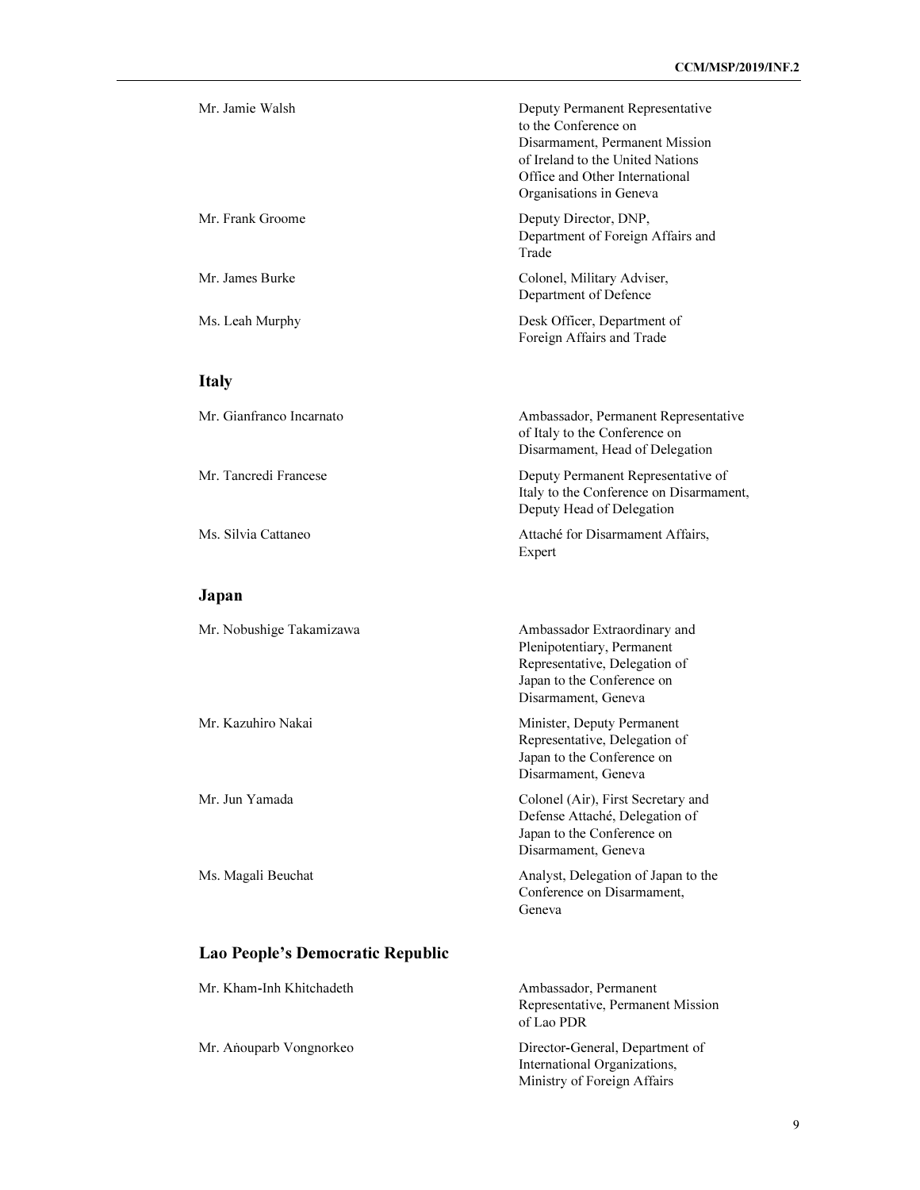| | |
|---|---|
| Mr. Jamie Walsh | Deputy Permanent Representative to the Conference on Disarmament, Permanent Mission of Ireland to the United Nations Office and Other International Organisations in Geneva |
| Mr. Frank Groome | Deputy Director, DNP, Department of Foreign Affairs and Trade |
| Mr. James Burke | Colonel, Military Adviser, Department of Defence |
| Ms. Leah Murphy | Desk Officer, Department of Foreign Affairs and Trade |

## Italy

| | |
|---|---|
| Mr. Gianfranco Incarnato | Ambassador, Permanent Representative of Italy to the Conference on Disarmament, Head of Delegation |
| Mr. Tancredi Francese | Deputy Permanent Representative of Italy to the Conference on Disarmament, Deputy Head of Delegation |
| Ms. Silvia Cattaneo | Attaché for Disarmament Affairs, Expert |

## Japan

| | |
|---|---|
| Mr. Nobushige Takamizawa | Ambassador Extraordinary and Plenipotentiary, Permanent Representative, Delegation of Japan to the Conference on Disarmament, Geneva |
| Mr. Kazuhiro Nakai | Minister, Deputy Permanent Representative, Delegation of Japan to the Conference on Disarmament, Geneva |
| Mr. Jun Yamada | Colonel (Air), First Secretary and Defense Attaché, Delegation of Japan to the Conference on Disarmament, Geneva |
| Ms. Magali Beuchat | Analyst, Delegation of Japan to the Conference on Disarmament, Geneva |

## Lao People's Democratic Republic

| | |
|---|---|
| Mr. Kham-Inh Khitchadeth | Ambassador, Permanent Representative, Permanent Mission of Lao PDR |
| Mr. Aṅouparb Vongnorkeo | Director-General, Department of International Organizations, Ministry of Foreign Affairs |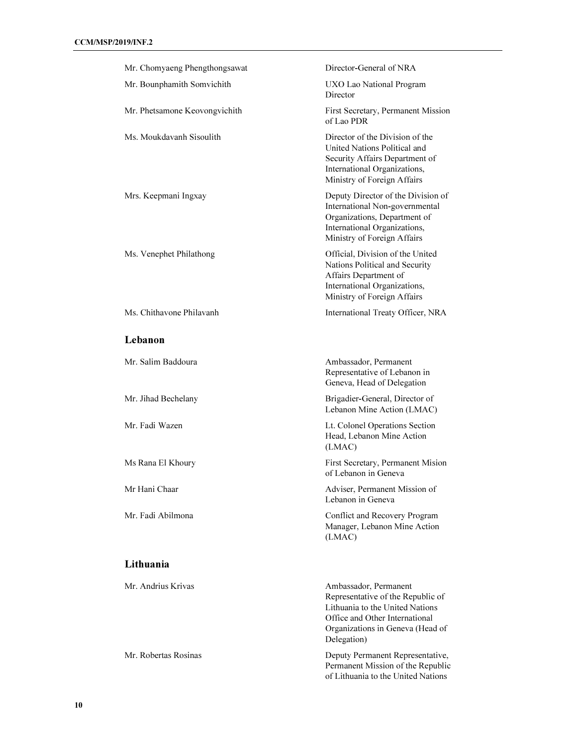| | |
|---|---|
| Mr. Chomyaeng Phengthongsawat | Director-General of NRA |
| Mr. Bounphamith Somvichith | UXO Lao National Program Director |
| Mr. Phetsamone Keovongvichith | First Secretary, Permanent Mission of Lao PDR |
| Ms. Moukdavanh Sisoulith | Director of the Division of the United Nations Political and Security Affairs Department of International Organizations, Ministry of Foreign Affairs |
| Mrs. Keepmani Ingxay | Deputy Director of the Division of International Non-governmental Organizations, Department of International Organizations, Ministry of Foreign Affairs |
| Ms. Venephet Philathong | Official, Division of the United Nations Political and Security Affairs Department of International Organizations, Ministry of Foreign Affairs |
| Ms. Chithavone Philavanh | International Treaty Officer, NRA |

## Lebanon

| | |
|---|---|
| Mr. Salim Baddoura | Ambassador, Permanent Representative of Lebanon in Geneva, Head of Delegation |
| Mr. Jihad Bechelany | Brigadier-General, Director of Lebanon Mine Action (LMAC) |
| Mr. Fadi Wazen | Lt. Colonel Operations Section Head, Lebanon Mine Action (LMAC) |
| Ms Rana El Khoury | First Secretary, Permanent Mision of Lebanon in Geneva |
| Mr Hani Chaar | Adviser, Permanent Mission of Lebanon in Geneva |
| Mr. Fadi Abilmona | Conflict and Recovery Program Manager, Lebanon Mine Action (LMAC) |

## Lithuania

| | |
|---|---|
| Mr. Andrius Krivas | Ambassador, Permanent Representative of the Republic of Lithuania to the United Nations Office and Other International Organizations in Geneva (Head of Delegation) |
| Mr. Robertas Rosinas | Deputy Permanent Representative, Permanent Mission of the Republic of Lithuania to the United Nations |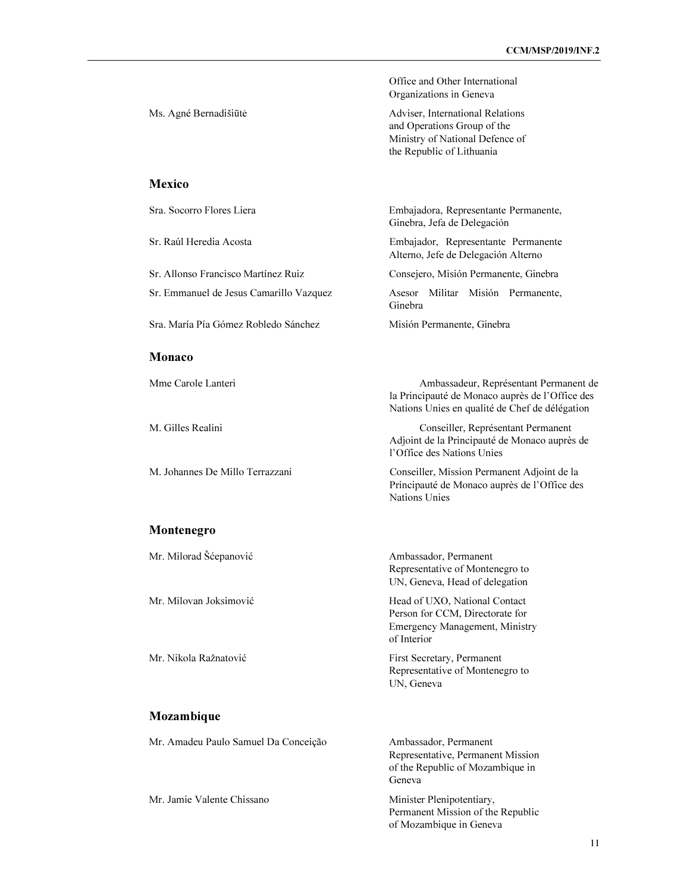| | |
|---|---|
| | Office and Other International Organizations in Geneva |
| Ms. Agné Bernadišiūtė | Adviser, International Relations and Operations Group of the Ministry of National Defence of the Republic of Lithuania |

## Mexico

| | |
|---|---|
| Sra. Socorro Flores Liera | Embajadora, Representante Permanente, Ginebra, Jefa de Delegación |
| Sr. Raúl Heredia Acosta | Embajador, Representante Permanente Alterno, Jefe de Delegación Alterno |
| Sr. Allonso Francisco Martínez Ruiz | Consejero, Misión Permanente, Ginebra |
| Sr. Emmanuel de Jesus Camarillo Vazquez | Asesor Militar Misión Permanente, Ginebra |
| Sra. María Pía Gómez Robledo Sánchez | Misión Permanente, Ginebra |

## Monaco

| | |
|---|---|
| Mme Carole Lanteri | Ambassadeur, Représentant Permanent de la Principauté de Monaco auprès de l'Office des Nations Unies en qualité de Chef de délégation |
| M. Gilles Realini | Conseiller, Représentant Permanent Adjoint de la Principauté de Monaco auprès de l'Office des Nations Unies |
| M. Johannes De Millo Terrazzani | Conseiller, Mission Permanent Adjoint de la Principauté de Monaco auprès de l'Office des Nations Unies |

## Montenegro

| | |
|---|---|
| Mr. Milorad Šćepanović | Ambassador, Permanent Representative of Montenegro to UN, Geneva, Head of delegation |
| Mr. Milovan Joksimović | Head of UXO, National Contact Person for CCM, Directorate for Emergency Management, Ministry of Interior |
| Mr. Nikola Ražnatović | First Secretary, Permanent Representative of Montenegro to UN, Geneva |

## Mozambique

| | |
|---|---|
| Mr. Amadeu Paulo Samuel Da Conceição | Ambassador, Permanent Representative, Permanent Mission of the Republic of Mozambique in Geneva |
| Mr. Jamie Valente Chissano | Minister Plenipotentiary, Permanent Mission of the Republic of Mozambique in Geneva |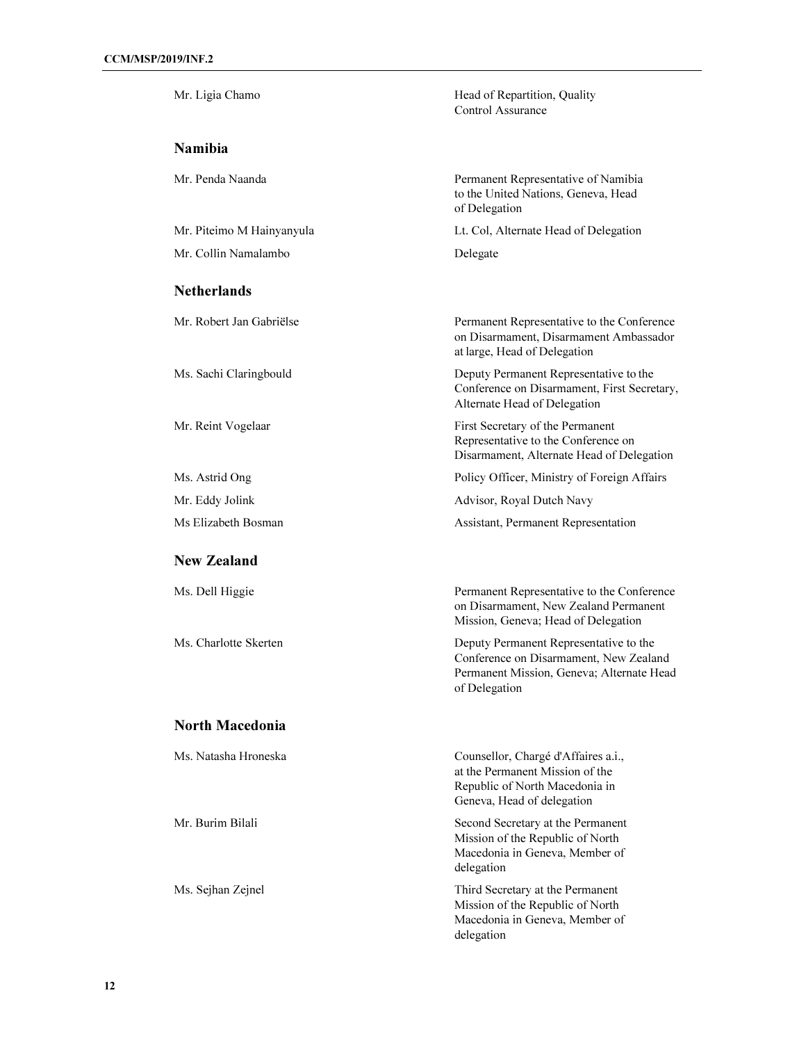| | |
|---|---|
| Mr. Ligia Chamo | Head of Repartition, Quality Control Assurance |

### Namibia

| | |
|---|---|
| Mr. Penda Naanda | Permanent Representative of Namibia to the United Nations, Geneva, Head of Delegation |
| Mr. Piteimo M Hainyanyula | Lt. Col, Alternate Head of Delegation |
| Mr. Collin Namalambo | Delegate |

### Netherlands

| | |
|---|---|
| Mr. Robert Jan Gabriëlse | Permanent Representative to the Conference on Disarmament, Disarmament Ambassador at large, Head of Delegation |
| Ms. Sachi Claringbould | Deputy Permanent Representative to the Conference on Disarmament, First Secretary, Alternate Head of Delegation |
| Mr. Reint Vogelaar | First Secretary of the Permanent Representative to the Conference on Disarmament, Alternate Head of Delegation |
| Ms. Astrid Ong | Policy Officer, Ministry of Foreign Affairs |
| Mr. Eddy Jolink | Advisor, Royal Dutch Navy |
| Ms Elizabeth Bosman | Assistant, Permanent Representation |

### New Zealand

| | |
|---|---|
| Ms. Dell Higgie | Permanent Representative to the Conference on Disarmament, New Zealand Permanent Mission, Geneva; Head of Delegation |
| Ms. Charlotte Skerten | Deputy Permanent Representative to the Conference on Disarmament, New Zealand Permanent Mission, Geneva; Alternate Head of Delegation |

### North Macedonia

| | |
|---|---|
| Ms. Natasha Hroneska | Counsellor, Chargé d'Affaires a.i., at the Permanent Mission of the Republic of North Macedonia in Geneva, Head of delegation |
| Mr. Burim Bilali | Second Secretary at the Permanent Mission of the Republic of North Macedonia in Geneva, Member of delegation |
| Ms. Sejhan Zejnel | Third Secretary at the Permanent Mission of the Republic of North Macedonia in Geneva, Member of delegation |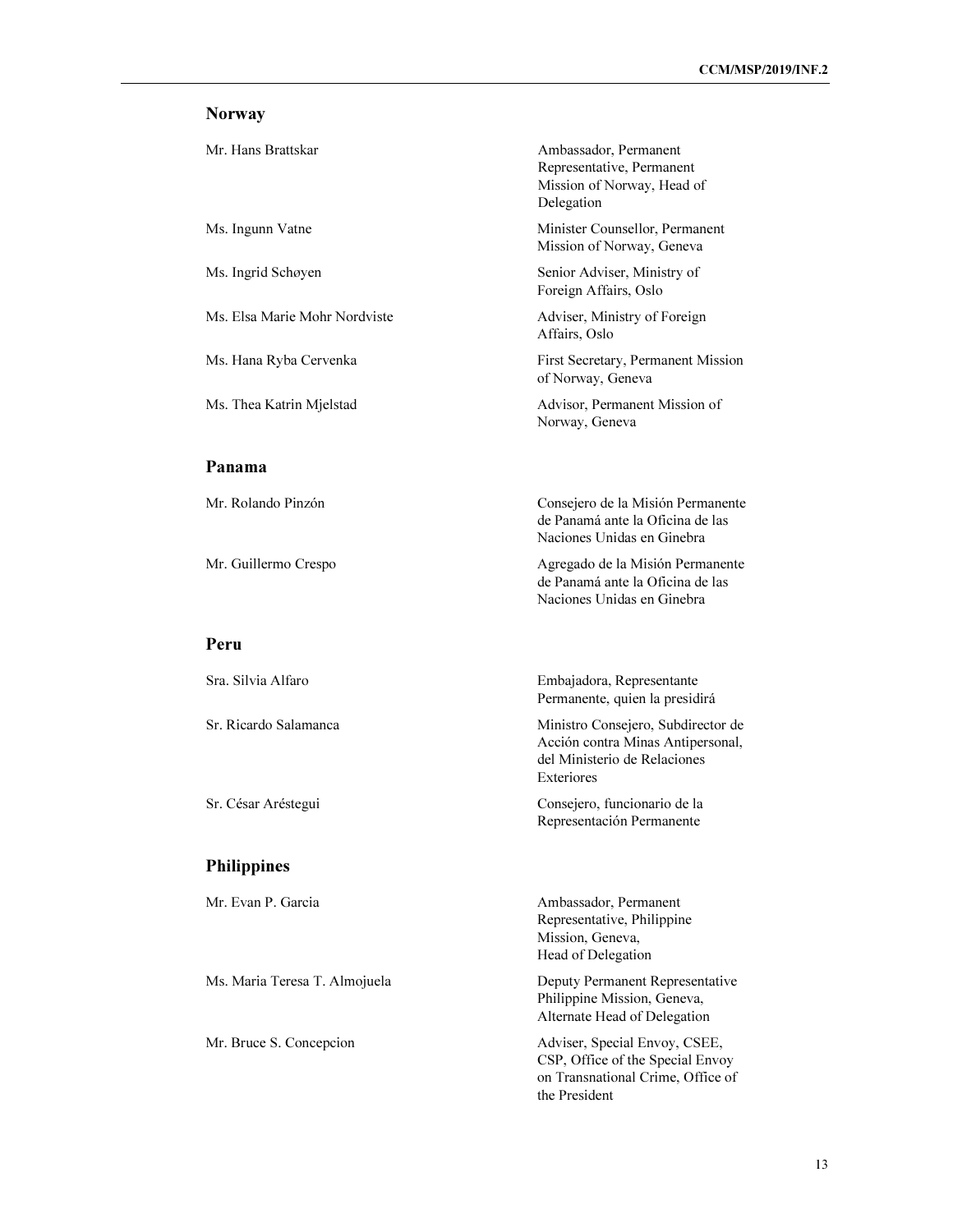## Norway

| | |
|---|---|
| Mr. Hans Brattskar | Ambassador, Permanent Representative, Permanent Mission of Norway, Head of Delegation |
| Ms. Ingunn Vatne | Minister Counsellor, Permanent Mission of Norway, Geneva |
| Ms. Ingrid Schøyen | Senior Adviser, Ministry of Foreign Affairs, Oslo |
| Ms. Elsa Marie Mohr Nordviste | Adviser, Ministry of Foreign Affairs, Oslo |
| Ms. Hana Ryba Cervenka | First Secretary, Permanent Mission of Norway, Geneva |
| Ms. Thea Katrin Mjelstad | Advisor, Permanent Mission of Norway, Geneva |

## Panama

| | |
|---|---|
| Mr. Rolando Pinzón | Consejero de la Misión Permanente de Panamá ante la Oficina de las Naciones Unidas en Ginebra |
| Mr. Guillermo Crespo | Agregado de la Misión Permanente de Panamá ante la Oficina de las Naciones Unidas en Ginebra |

## Peru

| | |
|---|---|
| Sra. Silvia Alfaro | Embajadora, Representante Permanente, quien la presidirá |
| Sr. Ricardo Salamanca | Ministro Consejero, Subdirector de Acción contra Minas Antipersonal, del Ministerio de Relaciones Exteriores |
| Sr. César Aréstegui | Consejero, funcionario de la Representación Permanente |

## Philippines

| | |
|---|---|
| Mr. Evan P. Garcia | Ambassador, Permanent Representative, Philippine Mission, Geneva, Head of Delegation |
| Ms. Maria Teresa T. Almojuela | Deputy Permanent Representative Philippine Mission, Geneva, Alternate Head of Delegation |
| Mr. Bruce S. Concepcion | Adviser, Special Envoy, CSEE, CSP, Office of the Special Envoy on Transnational Crime, Office of the President |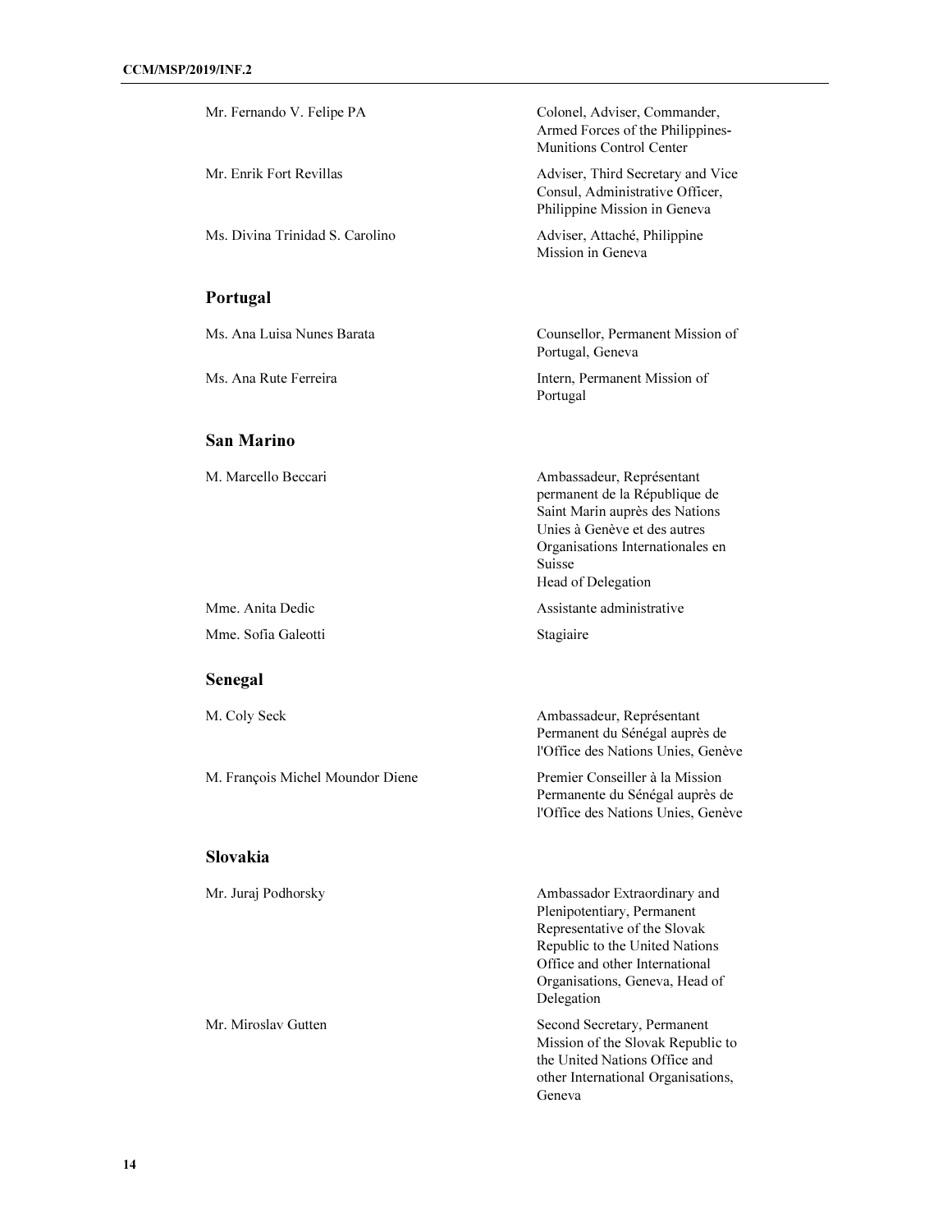| | |
|---|---|
| Mr. Fernando V. Felipe PA | Colonel, Adviser, Commander, Armed Forces of the Philippines-Munitions Control Center |
| Mr. Enrik Fort Revillas | Adviser, Third Secretary and Vice Consul, Administrative Officer, Philippine Mission in Geneva |
| Ms. Divina Trinidad S. Carolino | Adviser, Attaché, Philippine Mission in Geneva |

### Portugal

| | |
|---|---|
| Ms. Ana Luisa Nunes Barata | Counsellor, Permanent Mission of Portugal, Geneva |
| Ms. Ana Rute Ferreira | Intern, Permanent Mission of Portugal |

### San Marino

| | |
|---|---|
| M. Marcello Beccari | Ambassadeur, Représentant permanent de la République de Saint Marin auprès des Nations Unies à Genève et des autres Organisations Internationales en Suisse<br>Head of Delegation |
| Mme. Anita Dedic | Assistante administrative |
| Mme. Sofia Galeotti | Stagiaire |

### Senegal

| | |
|---|---|
| M. Coly Seck | Ambassadeur, Représentant Permanent du Sénégal auprès de l'Office des Nations Unies, Genève |
| M. François Michel Moundor Diene | Premier Conseiller à la Mission Permanente du Sénégal auprès de l'Office des Nations Unies, Genève |

### Slovakia

| | |
|---|---|
| Mr. Juraj Podhorsky | Ambassador Extraordinary and Plenipotentiary, Permanent Representative of the Slovak Republic to the United Nations Office and other International Organisations, Geneva, Head of Delegation |
| Mr. Miroslav Gutten | Second Secretary, Permanent Mission of the Slovak Republic to the United Nations Office and other International Organisations, Geneva |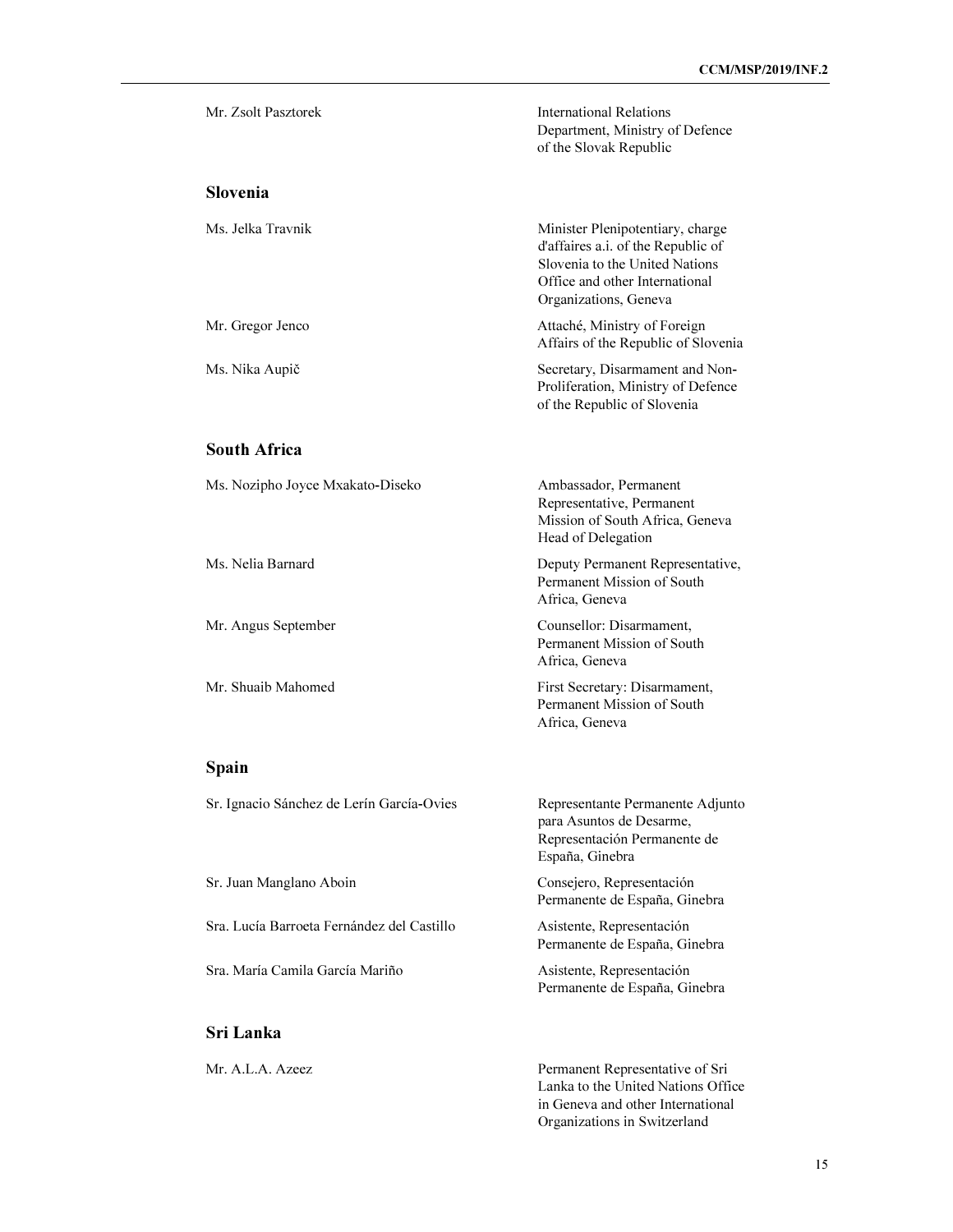| | |
|---|---|
| Mr. Zsolt Pasztorek | International Relations Department, Ministry of Defence of the Slovak Republic |

## Slovenia

| | |
|---|---|
| Ms. Jelka Travnik | Minister Plenipotentiary, charge d'affaires a.i. of the Republic of Slovenia to the United Nations Office and other International Organizations, Geneva |
| Mr. Gregor Jenco | Attaché, Ministry of Foreign Affairs of the Republic of Slovenia |
| Ms. Nika Aupič | Secretary, Disarmament and Non-Proliferation, Ministry of Defence of the Republic of Slovenia |

## South Africa

| | |
|---|---|
| Ms. Nozipho Joyce Mxakato-Diseko | Ambassador, Permanent Representative, Permanent Mission of South Africa, Geneva Head of Delegation |
| Ms. Nelia Barnard | Deputy Permanent Representative, Permanent Mission of South Africa, Geneva |
| Mr. Angus September | Counsellor: Disarmament, Permanent Mission of South Africa, Geneva |
| Mr. Shuaib Mahomed | First Secretary: Disarmament, Permanent Mission of South Africa, Geneva |

## Spain

| | |
|---|---|
| Sr. Ignacio Sánchez de Lerín García-Ovies | Representante Permanente Adjunto para Asuntos de Desarme, Representación Permanente de España, Ginebra |
| Sr. Juan Manglano Aboin | Consejero, Representación Permanente de España, Ginebra |
| Sra. Lucía Barroeta Fernández del Castillo | Asistente, Representación Permanente de España, Ginebra |
| Sra. María Camila García Mariño | Asistente, Representación Permanente de España, Ginebra |

## Sri Lanka

| | |
|---|---|
| Mr. A.L.A. Azeez | Permanent Representative of Sri Lanka to the United Nations Office in Geneva and other International Organizations in Switzerland |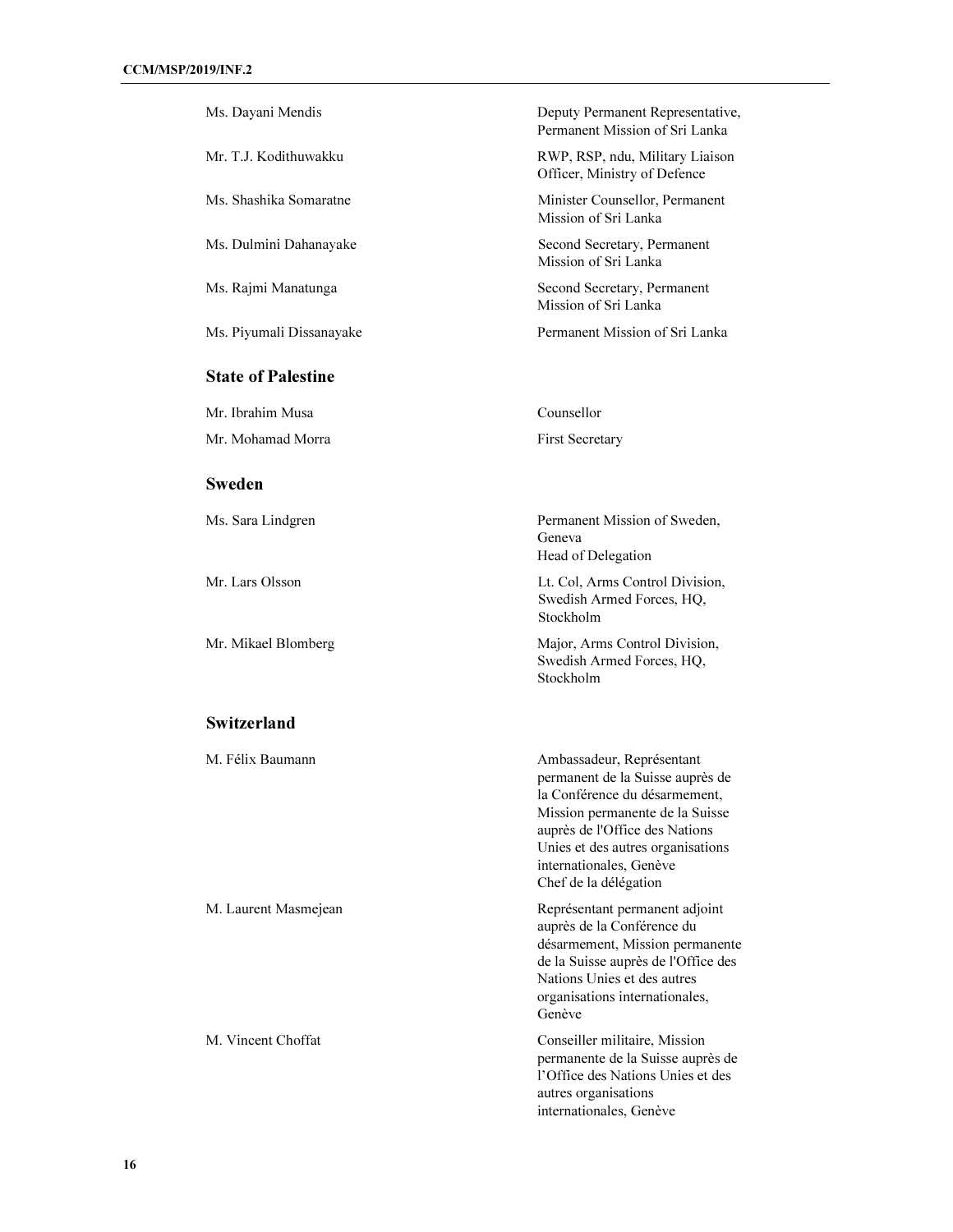| | |
|---|---|
| Ms. Dayani Mendis | Deputy Permanent Representative, Permanent Mission of Sri Lanka |
| Mr. T.J. Kodithuwakku | RWP, RSP, ndu, Military Liaison Officer, Ministry of Defence |
| Ms. Shashika Somaratne | Minister Counsellor, Permanent Mission of Sri Lanka |
| Ms. Dulmini Dahanayake | Second Secretary, Permanent Mission of Sri Lanka |
| Ms. Rajmi Manatunga | Second Secretary, Permanent Mission of Sri Lanka |
| Ms. Piyumali Dissanayake | Permanent Mission of Sri Lanka |

## State of Palestine

| | |
|---|---|
| Mr. Ibrahim Musa | Counsellor |
| Mr. Mohamad Morra | First Secretary |

## Sweden

| | |
|---|---|
| Ms. Sara Lindgren | Permanent Mission of Sweden, Geneva<br>Head of Delegation |
| Mr. Lars Olsson | Lt. Col, Arms Control Division, Swedish Armed Forces, HQ, Stockholm |
| Mr. Mikael Blomberg | Major, Arms Control Division, Swedish Armed Forces, HQ, Stockholm |

## Switzerland

| | |
|---|---|
| M. Félix Baumann | Ambassadeur, Représentant permanent de la Suisse auprès de la Conférence du désarmement, Mission permanente de la Suisse auprès de l'Office des Nations Unies et des autres organisations internationales, Genève<br>Chef de la délégation |
| M. Laurent Masmejean | Représentant permanent adjoint auprès de la Conférence du désarmement, Mission permanente de la Suisse auprès de l'Office des Nations Unies et des autres organisations internationales, Genève |
| M. Vincent Choffat | Conseiller militaire, Mission permanente de la Suisse auprès de l'Office des Nations Unies et des autres organisations internationales, Genève |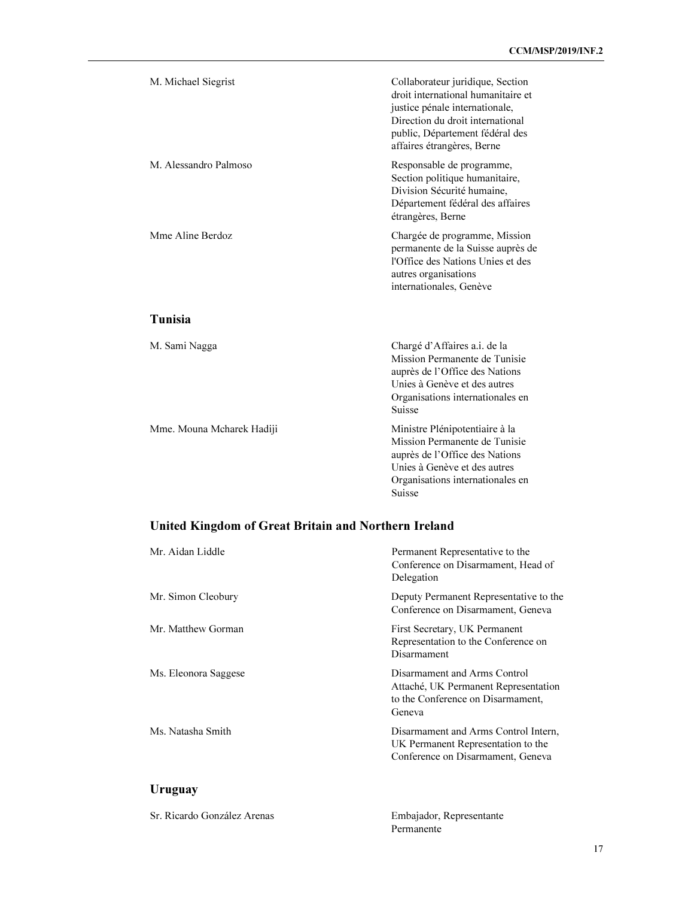| | |
|---|---|
| M. Michael Siegrist | Collaborateur juridique, Section droit international humanitaire et justice pénale internationale, Direction du droit international public, Département fédéral des affaires étrangères, Berne |
| M. Alessandro Palmoso | Responsable de programme, Section politique humanitaire, Division Sécurité humaine, Département fédéral des affaires étrangères, Berne |
| Mme Aline Berdoz | Chargée de programme, Mission permanente de la Suisse auprès de l'Office des Nations Unies et des autres organisations internationales, Genève |

## Tunisia

| | |
|---|---|
| M. Sami Nagga | Chargé d'Affaires a.i. de la Mission Permanente de Tunisie auprès de l'Office des Nations Unies à Genève et des autres Organisations internationales en Suisse |
| Mme. Mouna Mcharek Hadiji | Ministre Plénipotentiaire à la Mission Permanente de Tunisie auprès de l'Office des Nations Unies à Genève et des autres Organisations internationales en Suisse |

## United Kingdom of Great Britain and Northern Ireland

| | |
|---|---|
| Mr. Aidan Liddle | Permanent Representative to the Conference on Disarmament, Head of Delegation |
| Mr. Simon Cleobury | Deputy Permanent Representative to the Conference on Disarmament, Geneva |
| Mr. Matthew Gorman | First Secretary, UK Permanent Representation to the Conference on Disarmament |
| Ms. Eleonora Saggese | Disarmament and Arms Control Attaché, UK Permanent Representation to the Conference on Disarmament, Geneva |
| Ms. Natasha Smith | Disarmament and Arms Control Intern, UK Permanent Representation to the Conference on Disarmament, Geneva |

## Uruguay

| | |
|---|---|
| Sr. Ricardo González Arenas | Embajador, Representante Permanente |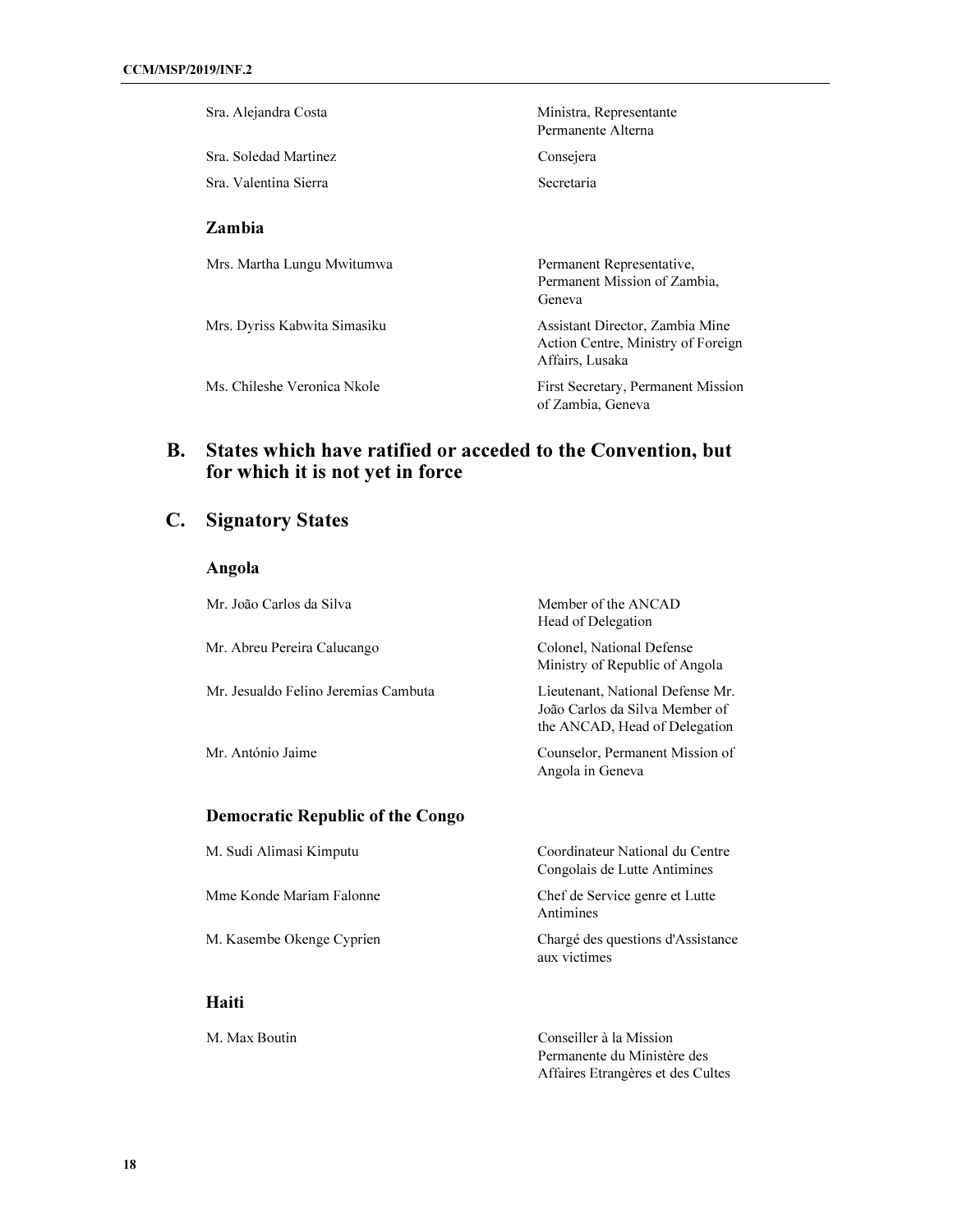| | |
|---|---|
| Sra. Alejandra Costa | Ministra, Representante Permanente Alterna |
| Sra. Soledad Martinez | Consejera |
| Sra. Valentina Sierra | Secretaria |

### Zambia

| | |
|---|---|
| Mrs. Martha Lungu Mwitumwa | Permanent Representative, Permanent Mission of Zambia, Geneva |
| Mrs. Dyriss Kabwita Simasiku | Assistant Director, Zambia Mine Action Centre, Ministry of Foreign Affairs, Lusaka |
| Ms. Chileshe Veronica Nkole | First Secretary, Permanent Mission of Zambia, Geneva |

## B. States which have ratified or acceded to the Convention, but for which it is not yet in force

## C. Signatory States

### Angola

| | |
|---|---|
| Mr. João Carlos da Silva | Member of the ANCAD Head of Delegation |
| Mr. Abreu Pereira Calucango | Colonel, National Defense Ministry of Republic of Angola |
| Mr. Jesualdo Felino Jeremias Cambuta | Lieutenant, National Defense Mr. João Carlos da Silva Member of the ANCAD, Head of Delegation |
| Mr. António Jaime | Counselor, Permanent Mission of Angola in Geneva |

### Democratic Republic of the Congo

| | |
|---|---|
| M. Sudi Alimasi Kimputu | Coordinateur National du Centre Congolais de Lutte Antimines |
| Mme Konde Mariam Falonne | Chef de Service genre et Lutte Antimines |
| M. Kasembe Okenge Cyprien | Chargé des questions d'Assistance aux victimes |

### Haiti

| | |
|---|---|
| M. Max Boutin | Conseiller à la Mission Permanente du Ministère des Affaires Etrangères et des Cultes |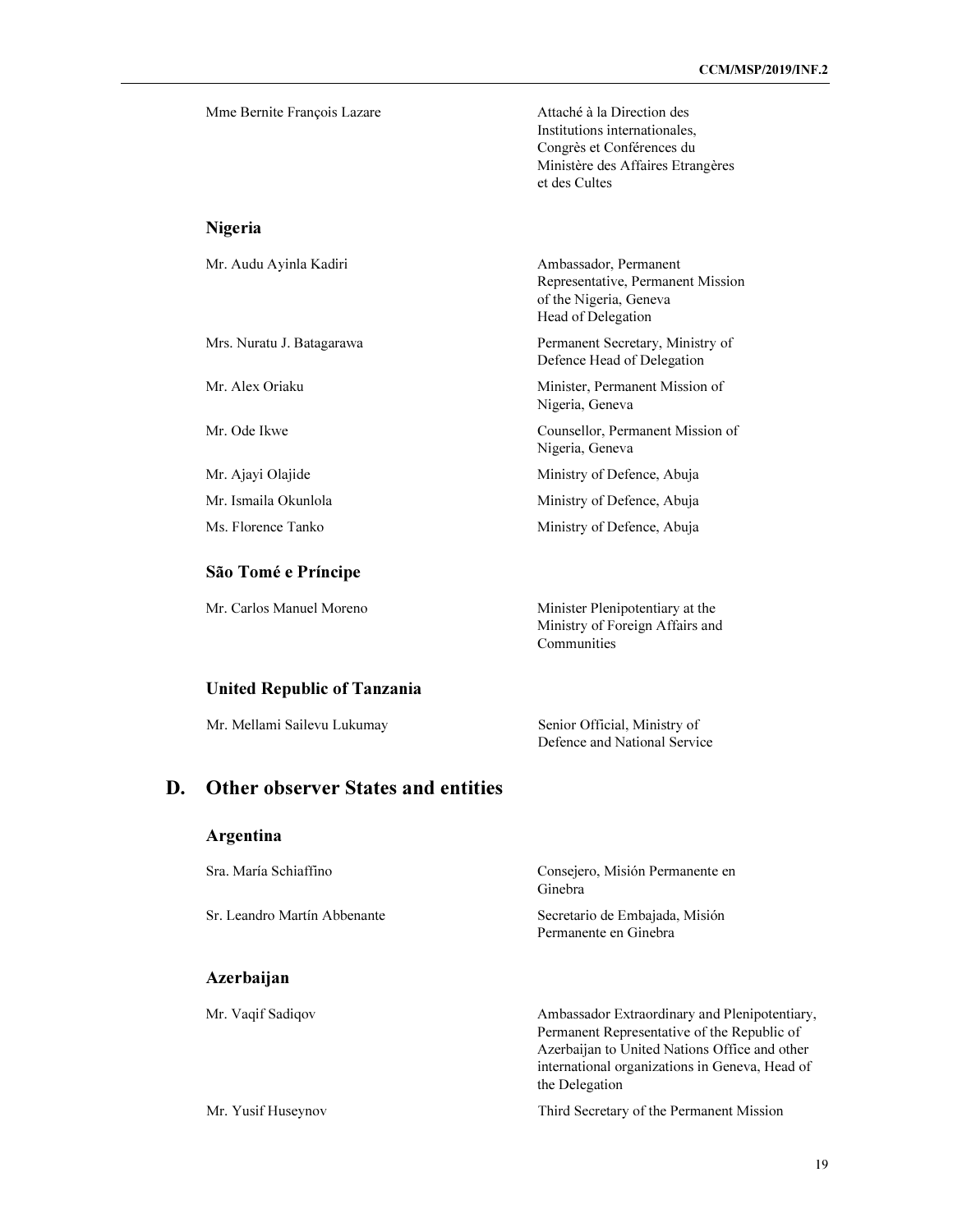| | |
|---|---|
| Mme Bernite François Lazare | Attaché à la Direction des Institutions internationales, Congrès et Conférences du Ministère des Affaires Etrangères et des Cultes |

### Nigeria

| | |
|---|---|
| Mr. Audu Ayinla Kadiri | Ambassador, Permanent Representative, Permanent Mission of the Nigeria, Geneva Head of Delegation |
| Mrs. Nuratu J. Batagarawa | Permanent Secretary, Ministry of Defence Head of Delegation |
| Mr. Alex Oriaku | Minister, Permanent Mission of Nigeria, Geneva |
| Mr. Ode Ikwe | Counsellor, Permanent Mission of Nigeria, Geneva |
| Mr. Ajayi Olajide | Ministry of Defence, Abuja |
| Mr. Ismaila Okunlola | Ministry of Defence, Abuja |
| Ms. Florence Tanko | Ministry of Defence, Abuja |

### São Tomé e Príncipe

| | |
|---|---|
| Mr. Carlos Manuel Moreno | Minister Plenipotentiary at the Ministry of Foreign Affairs and Communities |

### United Republic of Tanzania

| | |
|---|---|
| Mr. Mellami Sailevu Lukumay | Senior Official, Ministry of Defence and National Service |

## D. Other observer States and entities

### Argentina

| | |
|---|---|
| Sra. María Schiaffino | Consejero, Misión Permanente en Ginebra |
| Sr. Leandro Martín Abbenante | Secretario de Embajada, Misión Permanente en Ginebra |

### Azerbaijan

| | |
|---|---|
| Mr. Vaqif Sadiqov | Ambassador Extraordinary and Plenipotentiary, Permanent Representative of the Republic of Azerbaijan to United Nations Office and other international organizations in Geneva, Head of the Delegation |
| Mr. Yusif Huseynov | Third Secretary of the Permanent Mission |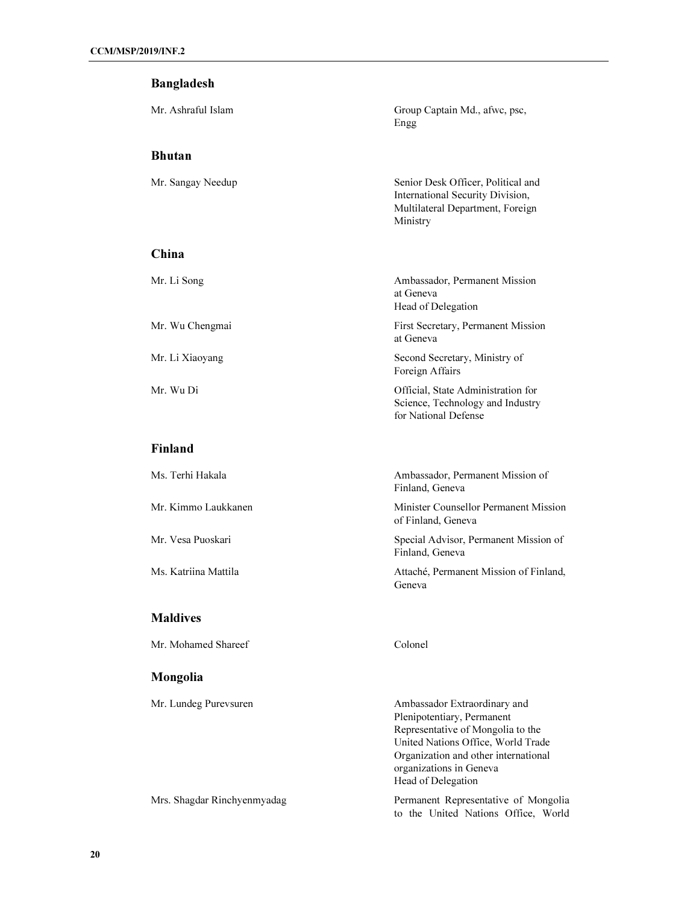## Bangladesh

| | |
|---|---|
| Mr. Ashraful Islam | Group Captain Md., afwc, psc, Engg |

## Bhutan

| | |
|---|---|
| Mr. Sangay Needup | Senior Desk Officer, Political and International Security Division, Multilateral Department, Foreign Ministry |

## China

| | |
|---|---|
| Mr. Li Song | Ambassador, Permanent Mission at Geneva<br>Head of Delegation |
| Mr. Wu Chengmai | First Secretary, Permanent Mission at Geneva |
| Mr. Li Xiaoyang | Second Secretary, Ministry of Foreign Affairs |
| Mr. Wu Di | Official, State Administration for Science, Technology and Industry for National Defense |

## Finland

| | |
|---|---|
| Ms. Terhi Hakala | Ambassador, Permanent Mission of Finland, Geneva |
| Mr. Kimmo Laukkanen | Minister Counsellor Permanent Mission of Finland, Geneva |
| Mr. Vesa Puoskari | Special Advisor, Permanent Mission of Finland, Geneva |
| Ms. Katriina Mattila | Attaché, Permanent Mission of Finland, Geneva |

## Maldives

| | |
|---|---|
| Mr. Mohamed Shareef | Colonel |

## Mongolia

| | |
|---|---|
| Mr. Lundeg Purevsuren | Ambassador Extraordinary and Plenipotentiary, Permanent Representative of Mongolia to the United Nations Office, World Trade Organization and other international organizations in Geneva<br>Head of Delegation |
| Mrs. Shagdar Rinchyenmyadag | Permanent Representative of Mongolia to the United Nations Office, World |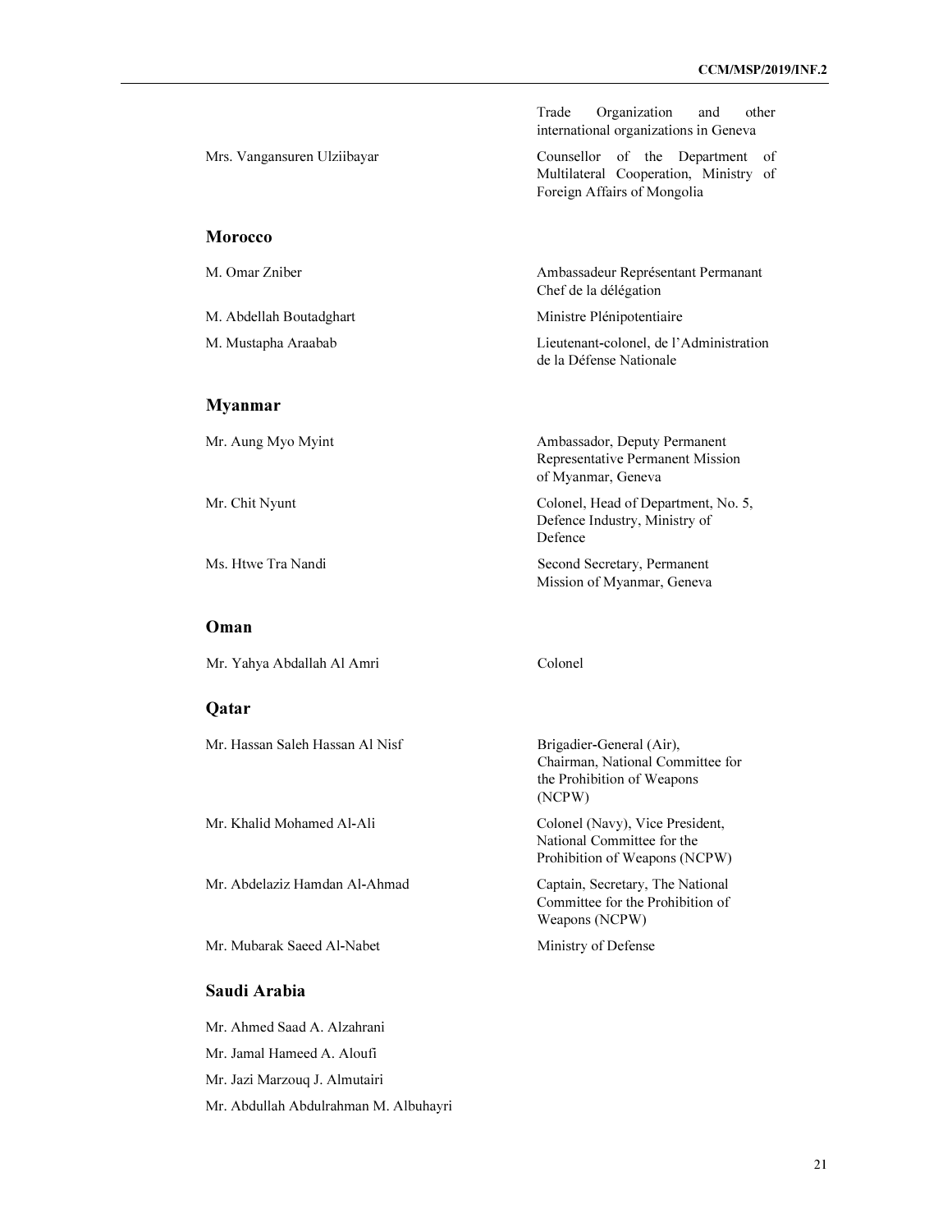| | |
|---|---|
| | Trade Organization and other international organizations in Geneva |
| Mrs. Vangansuren Ulziibayar | Counsellor of the Department of Multilateral Cooperation, Ministry of Foreign Affairs of Mongolia |

### Morocco

| | |
|---|---|
| M. Omar Zniber | Ambassadeur Représentant Permanant Chef de la délégation |
| M. Abdellah Boutadghart | Ministre Plénipotentiaire |
| M. Mustapha Araabab | Lieutenant-colonel, de l'Administration de la Défense Nationale |

### Myanmar

| | |
|---|---|
| Mr. Aung Myo Myint | Ambassador, Deputy Permanent Representative Permanent Mission of Myanmar, Geneva |
| Mr. Chit Nyunt | Colonel, Head of Department, No. 5, Defence Industry, Ministry of Defence |
| Ms. Htwe Tra Nandi | Second Secretary, Permanent Mission of Myanmar, Geneva |

### Oman

| | |
|---|---|
| Mr. Yahya Abdallah Al Amri | Colonel |

### Qatar

| | |
|---|---|
| Mr. Hassan Saleh Hassan Al Nisf | Brigadier-General (Air), Chairman, National Committee for the Prohibition of Weapons (NCPW) |
| Mr. Khalid Mohamed Al-Ali | Colonel (Navy), Vice President, National Committee for the Prohibition of Weapons (NCPW) |
| Mr. Abdelaziz Hamdan Al-Ahmad | Captain, Secretary, The National Committee for the Prohibition of Weapons (NCPW) |
| Mr. Mubarak Saeed Al-Nabet | Ministry of Defense |

### Saudi Arabia

Mr. Ahmed Saad A. Alzahrani

Mr. Jamal Hameed A. Aloufi

Mr. Jazi Marzouq J. Almutairi

Mr. Abdullah Abdulrahman M. Albuhayri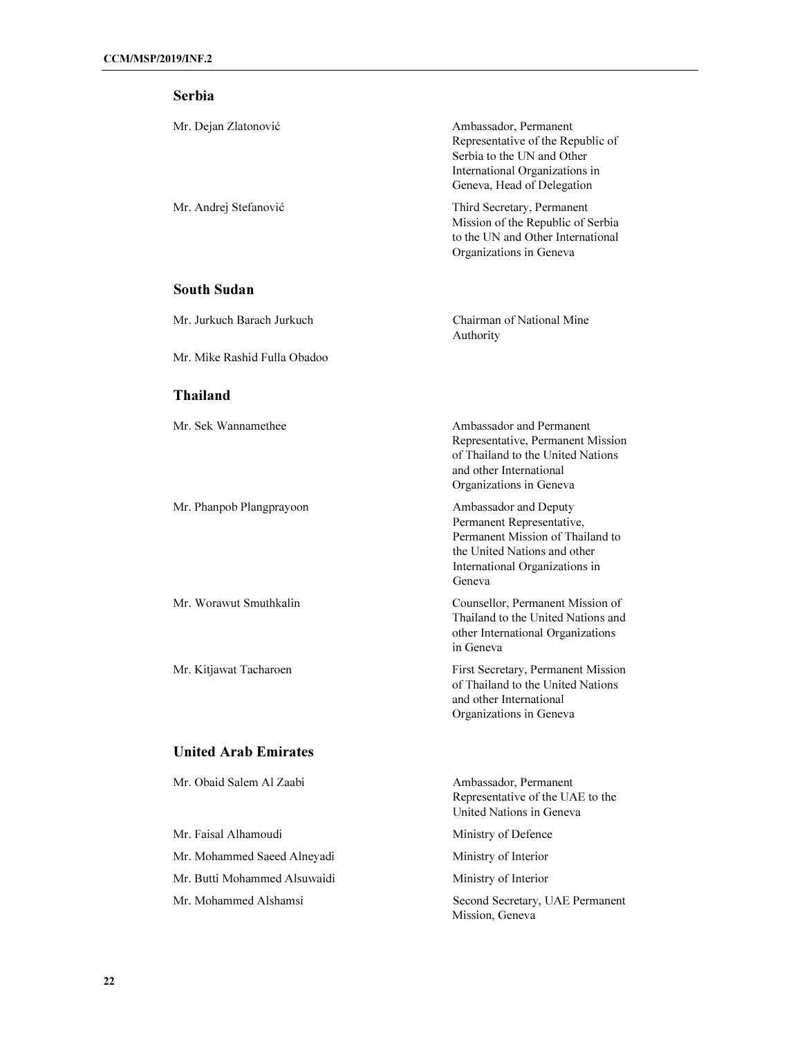## Serbia

| | |
|---|---|
| Mr. Dejan Zlatonović | Ambassador, Permanent Representative of the Republic of Serbia to the UN and Other International Organizations in Geneva, Head of Delegation |
| Mr. Andrej Stefanović | Third Secretary, Permanent Mission of the Republic of Serbia to the UN and Other International Organizations in Geneva |

## South Sudan

| | |
|---|---|
| Mr. Jurkuch Barach Jurkuch | Chairman of National Mine Authority |
| Mr. Mike Rashid Fulla Obadoo | |

## Thailand

| | |
|---|---|
| Mr. Sek Wannamethee | Ambassador and Permanent Representative, Permanent Mission of Thailand to the United Nations and other International Organizations in Geneva |
| Mr. Phanpob Plangprayoon | Ambassador and Deputy Permanent Representative, Permanent Mission of Thailand to the United Nations and other International Organizations in Geneva |
| Mr. Worawut Smuthkalin | Counsellor, Permanent Mission of Thailand to the United Nations and other International Organizations in Geneva |
| Mr. Kitjawat Tacharoen | First Secretary, Permanent Mission of Thailand to the United Nations and other International Organizations in Geneva |

## United Arab Emirates

| | |
|---|---|
| Mr. Obaid Salem Al Zaabi | Ambassador, Permanent Representative of the UAE to the United Nations in Geneva |
| Mr. Faisal Alhamoudi | Ministry of Defence |
| Mr. Mohammed Saeed Alneyadi | Ministry of Interior |
| Mr. Butti Mohammed Alsuwaidi | Ministry of Interior |
| Mr. Mohammed Alshamsi | Second Secretary, UAE Permanent Mission, Geneva |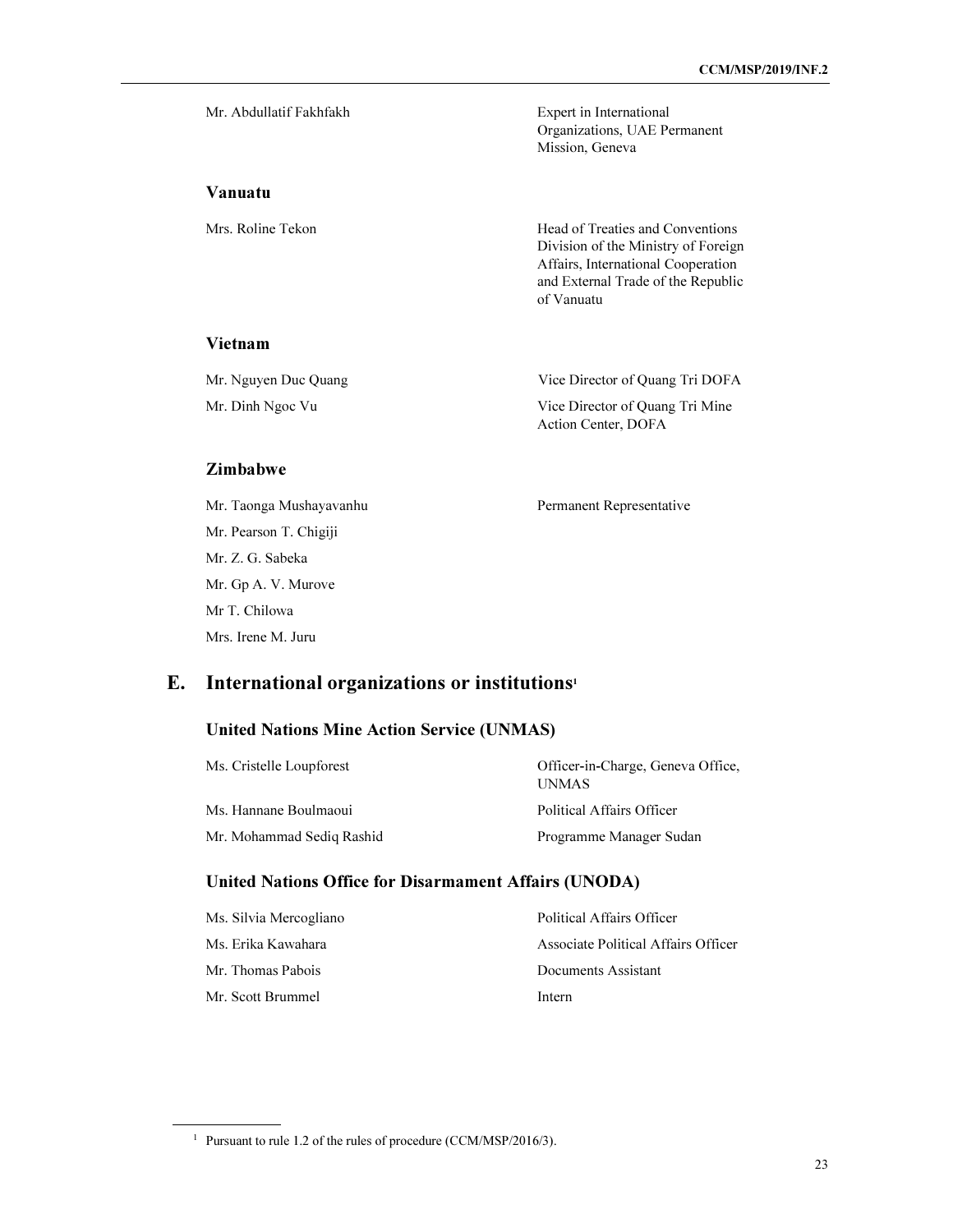| | |
|---|---|
| Mr. Abdullatif Fakhfakh | Expert in International Organizations, UAE Permanent Mission, Geneva |

### Vanuatu

| | |
|---|---|
| Mrs. Roline Tekon | Head of Treaties and Conventions Division of the Ministry of Foreign Affairs, International Cooperation and External Trade of the Republic of Vanuatu |

### Vietnam

| | |
|---|---|
| Mr. Nguyen Duc Quang | Vice Director of Quang Tri DOFA |
| Mr. Dinh Ngoc Vu | Vice Director of Quang Tri Mine Action Center, DOFA |

### Zimbabwe

| | |
|---|---|
| Mr. Taonga Mushayavanhu | Permanent Representative |
| Mr. Pearson T. Chigiji | |
| Mr. Z. G. Sabeka | |
| Mr. Gp A. V. Murove | |
| Mr T. Chilowa | |
| Mrs. Irene M. Juru | |

## E. International organizations or institutions[1]

### United Nations Mine Action Service (UNMAS)

| | |
|---|---|
| Ms. Cristelle Loupforest | Officer-in-Charge, Geneva Office, UNMAS |
| Ms. Hannane Boulmaoui | Political Affairs Officer |
| Mr. Mohammad Sediq Rashid | Programme Manager Sudan |

### United Nations Office for Disarmament Affairs (UNODA)

| | |
|---|---|
| Ms. Silvia Mercogliano | Political Affairs Officer |
| Ms. Erika Kawahara | Associate Political Affairs Officer |
| Mr. Thomas Pabois | Documents Assistant |
| Mr. Scott Brummel | Intern |

[1] Pursuant to rule 1.2 of the rules of procedure (CCM/MSP/2016/3).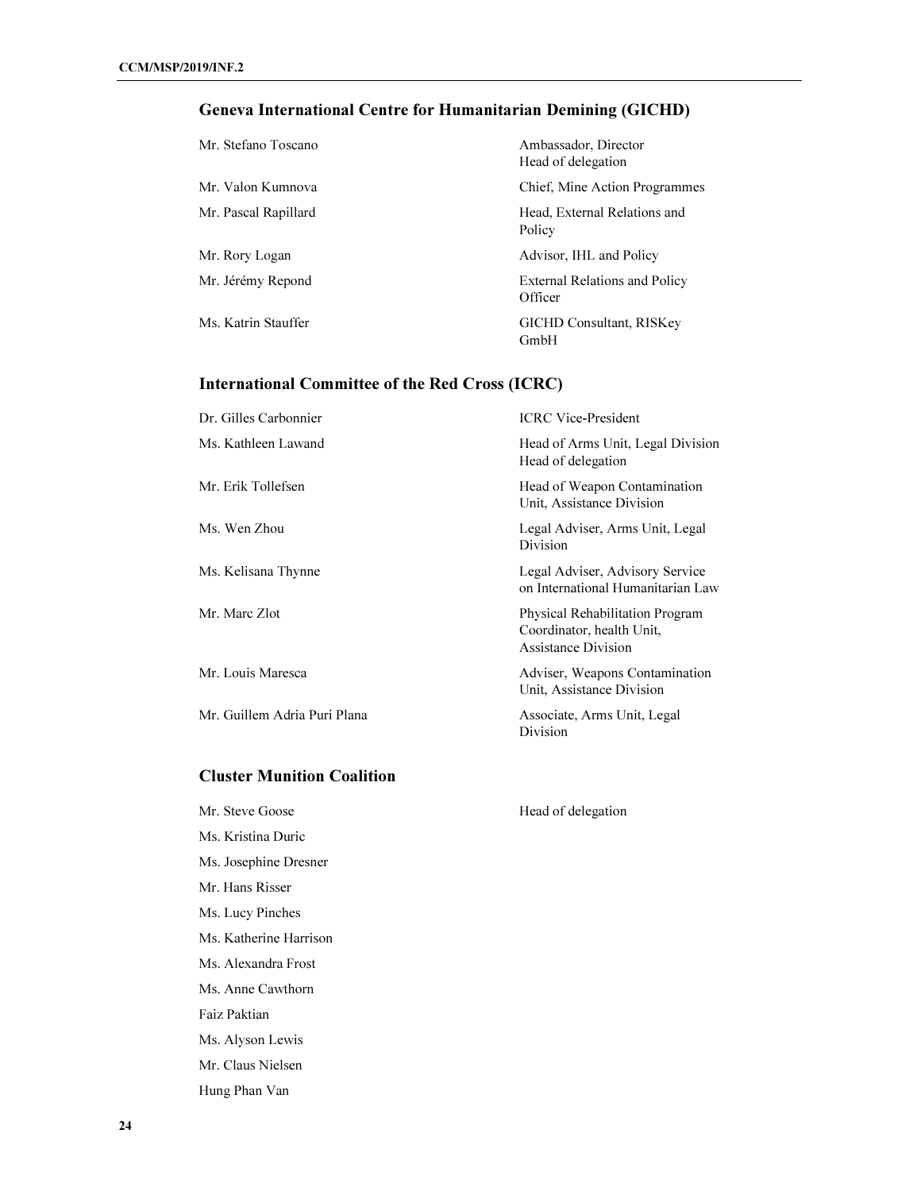## Geneva International Centre for Humanitarian Demining (GICHD)

| | |
|---|---|
| Mr. Stefano Toscano | Ambassador, Director<br>Head of delegation |
| Mr. Valon Kumnova | Chief, Mine Action Programmes |
| Mr. Pascal Rapillard | Head, External Relations and Policy |
| Mr. Rory Logan | Advisor, IHL and Policy |
| Mr. Jérémy Repond | External Relations and Policy Officer |
| Ms. Katrin Stauffer | GICHD Consultant, RISKey GmbH |

## International Committee of the Red Cross (ICRC)

| | |
|---|---|
| Dr. Gilles Carbonnier | ICRC Vice-President |
| Ms. Kathleen Lawand | Head of Arms Unit, Legal Division<br>Head of delegation |
| Mr. Erik Tollefsen | Head of Weapon Contamination Unit, Assistance Division |
| Ms. Wen Zhou | Legal Adviser, Arms Unit, Legal Division |
| Ms. Kelisana Thynne | Legal Adviser, Advisory Service on International Humanitarian Law |
| Mr. Marc Zlot | Physical Rehabilitation Program Coordinator, health Unit, Assistance Division |
| Mr. Louis Maresca | Adviser, Weapons Contamination Unit, Assistance Division |
| Mr. Guillem Adria Puri Plana | Associate, Arms Unit, Legal Division |

## Cluster Munition Coalition

| | |
|---|---|
| Mr. Steve Goose | Head of delegation |
| Ms. Kristina Duric | |
| Ms. Josephine Dresner | |
| Mr. Hans Risser | |
| Ms. Lucy Pinches | |
| Ms. Katherine Harrison | |
| Ms. Alexandra Frost | |
| Ms. Anne Cawthorn | |
| Faiz Paktian | |
| Ms. Alyson Lewis | |
| Mr. Claus Nielsen | |
| Hung Phan Van | |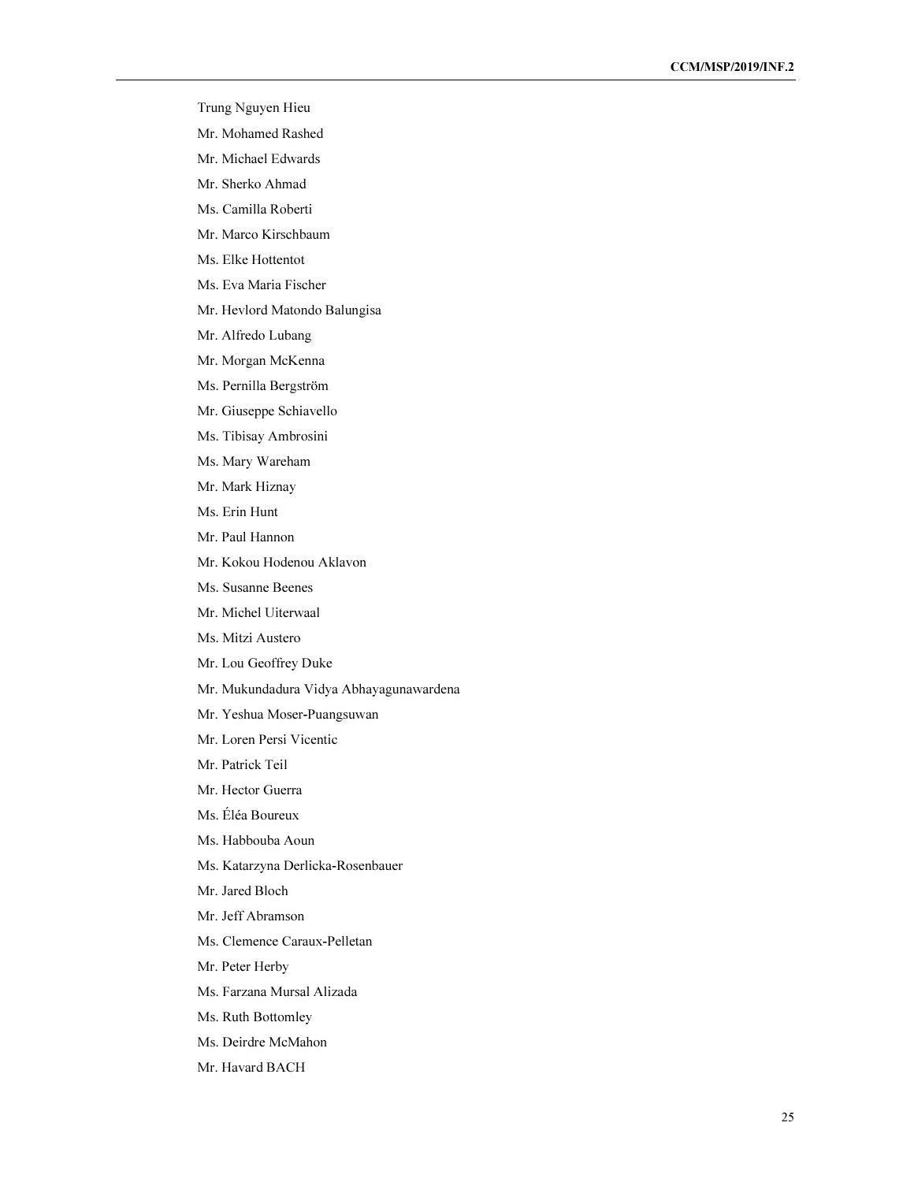Trung Nguyen Hieu

Mr. Mohamed Rashed

Mr. Michael Edwards

Mr. Sherko Ahmad

Ms. Camilla Roberti

Mr. Marco Kirschbaum

Ms. Elke Hottentot

Ms. Eva Maria Fischer

Mr. Hevlord Matondo Balungisa

Mr. Alfredo Lubang

Mr. Morgan McKenna

Ms. Pernilla Bergström

Mr. Giuseppe Schiavello

Ms. Tibisay Ambrosini

Ms. Mary Wareham

Mr. Mark Hiznay

Ms. Erin Hunt

Mr. Paul Hannon

Mr. Kokou Hodenou Aklavon

Ms. Susanne Beenes

Mr. Michel Uiterwaal

Ms. Mitzi Austero

Mr. Lou Geoffrey Duke

Mr. Mukundadura Vidya Abhayagunawardena

Mr. Yeshua Moser-Puangsuwan

Mr. Loren Persi Vicentic

Mr. Patrick Teil

Mr. Hector Guerra

Ms. Éléa Boureux

Ms. Habbouba Aoun

Ms. Katarzyna Derlicka-Rosenbauer

Mr. Jared Bloch

Mr. Jeff Abramson

Ms. Clemence Caraux-Pelletan

Mr. Peter Herby

Ms. Farzana Mursal Alizada

Ms. Ruth Bottomley

Ms. Deirdre McMahon

Mr. Havard BACH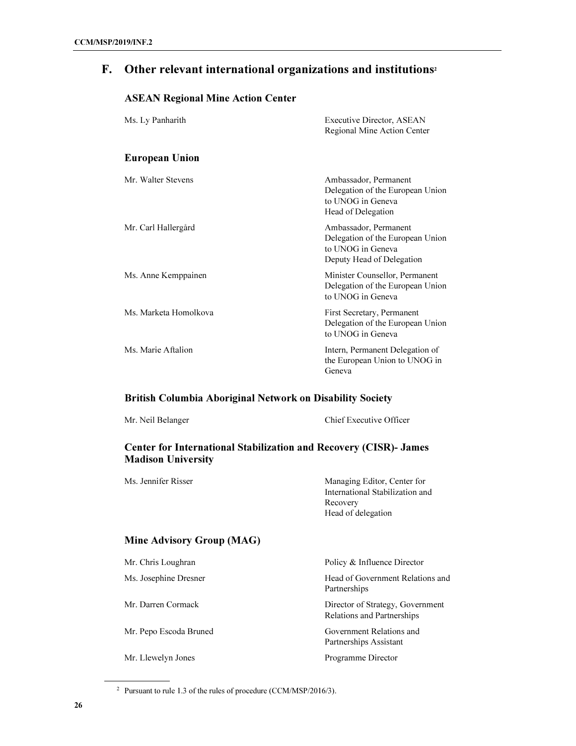## F. Other relevant international organizations and institutions[2]

### ASEAN Regional Mine Action Center

| | |
|---|---|
| Ms. Ly Panharith | Executive Director, ASEAN Regional Mine Action Center |

### European Union

| | |
|---|---|
| Mr. Walter Stevens | Ambassador, Permanent Delegation of the European Union to UNOG in Geneva<br>Head of Delegation |
| Mr. Carl Hallergård | Ambassador, Permanent Delegation of the European Union to UNOG in Geneva<br>Deputy Head of Delegation |
| Ms. Anne Kemppainen | Minister Counsellor, Permanent Delegation of the European Union to UNOG in Geneva |
| Ms. Marketa Homolkova | First Secretary, Permanent Delegation of the European Union to UNOG in Geneva |
| Ms. Marie Aftalion | Intern, Permanent Delegation of the European Union to UNOG in Geneva |

### British Columbia Aboriginal Network on Disability Society

| | |
|---|---|
| Mr. Neil Belanger | Chief Executive Officer |

### Center for International Stabilization and Recovery (CISR)- James Madison University

| | |
|---|---|
| Ms. Jennifer Risser | Managing Editor, Center for International Stabilization and Recovery<br>Head of delegation |

### Mine Advisory Group (MAG)

| | |
|---|---|
| Mr. Chris Loughran | Policy & Influence Director |
| Ms. Josephine Dresner | Head of Government Relations and Partnerships |
| Mr. Darren Cormack | Director of Strategy, Government Relations and Partnerships |
| Mr. Pepo Escoda Bruned | Government Relations and Partnerships Assistant |
| Mr. Llewelyn Jones | Programme Director |

---

[2] Pursuant to rule 1.3 of the rules of procedure (CCM/MSP/2016/3).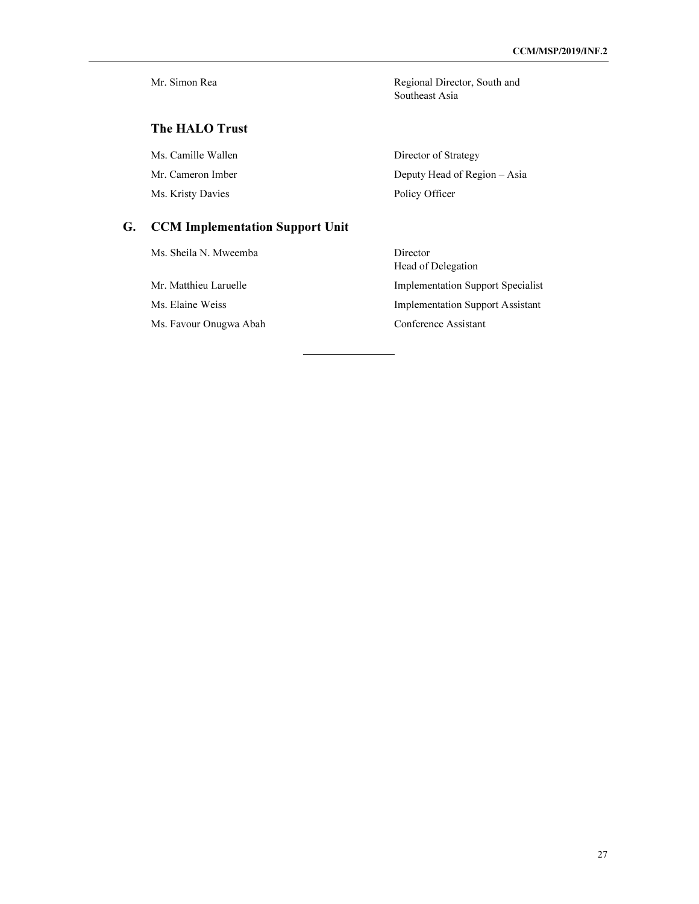| | |
|---|---|
| Mr. Simon Rea | Regional Director, South and Southeast Asia |

### The HALO Trust

| | |
|---|---|
| Ms. Camille Wallen | Director of Strategy |
| Mr. Cameron Imber | Deputy Head of Region – Asia |
| Ms. Kristy Davies | Policy Officer |

## G. CCM Implementation Support Unit

| | |
|---|---|
| Ms. Sheila N. Mweemba | Director<br>Head of Delegation |
| Mr. Matthieu Laruelle | Implementation Support Specialist |
| Ms. Elaine Weiss | Implementation Support Assistant |
| Ms. Favour Onugwa Abah | Conference Assistant |